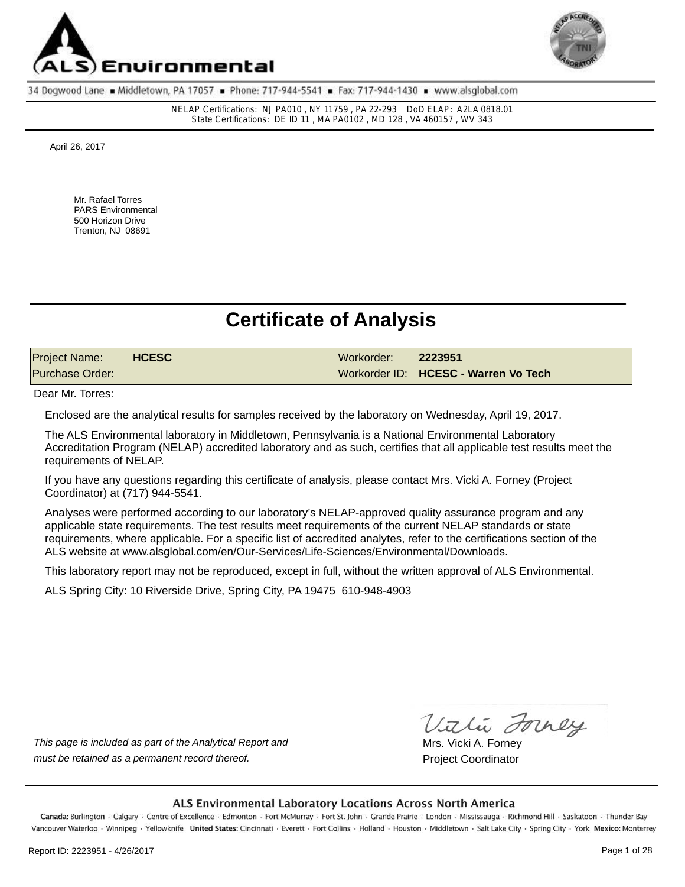ALS Environmental

34 Dogwood Lane ▪ Middletown, PA 17057 ▪ Phone: 717-944-5541 ▪ Fax: 717-944-1430 ▪ www.alsglobal.com

NELAP Certifications: NJ PA010 , NY 11759 , PA 22-293 DoD ELAP: A2LA 0818.01
State Certifications: DE ID 11 , MA PA0102 , MD 128 , VA 460157 , WV 343

April 26, 2017

Mr. Rafael Torres
PARS Environmental
500 Horizon Drive
Trenton, NJ 08691

# Certificate of Analysis

| Project Name: | **HCESC** | Workorder: | **2223951** |
|---|---|---|---|
| Purchase Order: | | Workorder ID: | **HCESC - Warren Vo Tech** |

Dear Mr. Torres:

Enclosed are the analytical results for samples received by the laboratory on Wednesday, April 19, 2017.

The ALS Environmental laboratory in Middletown, Pennsylvania is a National Environmental Laboratory Accreditation Program (NELAP) accredited laboratory and as such, certifies that all applicable test results meet the requirements of NELAP.

If you have any questions regarding this certificate of analysis, please contact Mrs. Vicki A. Forney (Project Coordinator) at (717) 944-5541.

Analyses were performed according to our laboratory's NELAP-approved quality assurance program and any applicable state requirements. The test results meet requirements of the current NELAP standards or state requirements, where applicable. For a specific list of accredited analytes, refer to the certifications section of the ALS website at www.alsglobal.com/en/Our-Services/Life-Sciences/Environmental/Downloads.

This laboratory report may not be reproduced, except in full, without the written approval of ALS Environmental.

ALS Spring City: 10 Riverside Drive, Spring City, PA 19475 610-948-4903

*This page is included as part of the Analytical Report and must be retained as a permanent record thereof.*

Mrs. Vicki A. Forney
Project Coordinator

**ALS Environmental Laboratory Locations Across North America**

**Canada:** Burlington · Calgary · Centre of Excellence · Edmonton · Fort McMurray · Fort St. John · Grande Prairie · London · Mississauga · Richmond Hill · Saskatoon · Thunder Bay Vancouver Waterloo · Winnipeg · Yellowknife **United States:** Cincinnati · Everett · Fort Collins · Holland · Houston · Middletown · Salt Lake City · Spring City · York **Mexico:** Monterrey

Report ID: 2223951 - 4/26/2017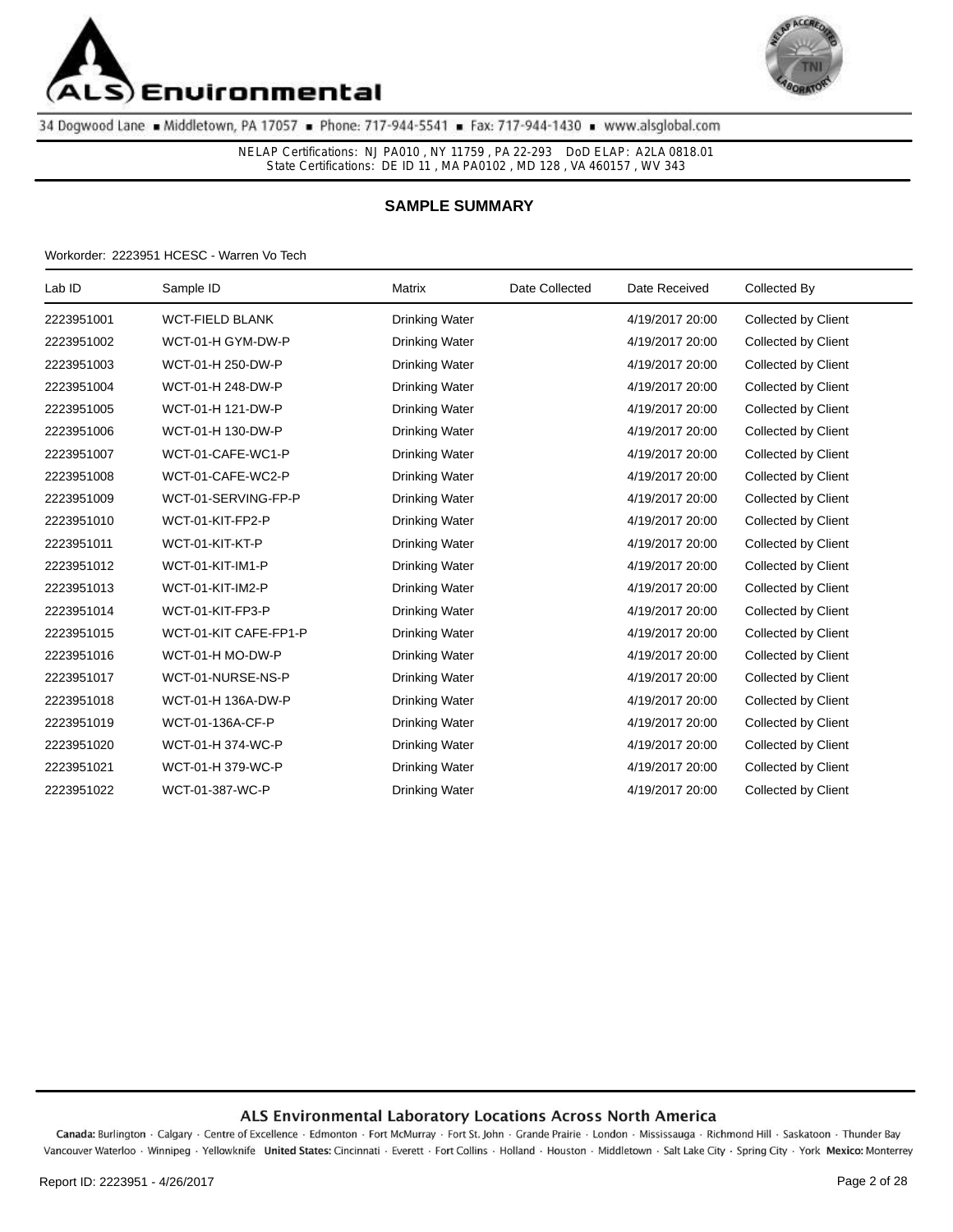ALS Environmental

34 Dogwood Lane ▪ Middletown, PA 17057 ▪ Phone: 717-944-5541 ▪ Fax: 717-944-1430 ▪ www.alsglobal.com

NELAP Certifications: NJ PA010 , NY 11759 , PA 22-293 DoD ELAP: A2LA 0818.01
State Certifications: DE ID 11 , MA PA0102 , MD 128 , VA 460157 , WV 343

## SAMPLE SUMMARY

Workorder: 2223951 HCESC - Warren Vo Tech

| Lab ID | Sample ID | Matrix | Date Collected | Date Received | Collected By |
|---|---|---|---|---|---|
| 2223951001 | WCT-FIELD BLANK | Drinking Water | | 4/19/2017 20:00 | Collected by Client |
| 2223951002 | WCT-01-H GYM-DW-P | Drinking Water | | 4/19/2017 20:00 | Collected by Client |
| 2223951003 | WCT-01-H 250-DW-P | Drinking Water | | 4/19/2017 20:00 | Collected by Client |
| 2223951004 | WCT-01-H 248-DW-P | Drinking Water | | 4/19/2017 20:00 | Collected by Client |
| 2223951005 | WCT-01-H 121-DW-P | Drinking Water | | 4/19/2017 20:00 | Collected by Client |
| 2223951006 | WCT-01-H 130-DW-P | Drinking Water | | 4/19/2017 20:00 | Collected by Client |
| 2223951007 | WCT-01-CAFE-WC1-P | Drinking Water | | 4/19/2017 20:00 | Collected by Client |
| 2223951008 | WCT-01-CAFE-WC2-P | Drinking Water | | 4/19/2017 20:00 | Collected by Client |
| 2223951009 | WCT-01-SERVING-FP-P | Drinking Water | | 4/19/2017 20:00 | Collected by Client |
| 2223951010 | WCT-01-KIT-FP2-P | Drinking Water | | 4/19/2017 20:00 | Collected by Client |
| 2223951011 | WCT-01-KIT-KT-P | Drinking Water | | 4/19/2017 20:00 | Collected by Client |
| 2223951012 | WCT-01-KIT-IM1-P | Drinking Water | | 4/19/2017 20:00 | Collected by Client |
| 2223951013 | WCT-01-KIT-IM2-P | Drinking Water | | 4/19/2017 20:00 | Collected by Client |
| 2223951014 | WCT-01-KIT-FP3-P | Drinking Water | | 4/19/2017 20:00 | Collected by Client |
| 2223951015 | WCT-01-KIT CAFE-FP1-P | Drinking Water | | 4/19/2017 20:00 | Collected by Client |
| 2223951016 | WCT-01-H MO-DW-P | Drinking Water | | 4/19/2017 20:00 | Collected by Client |
| 2223951017 | WCT-01-NURSE-NS-P | Drinking Water | | 4/19/2017 20:00 | Collected by Client |
| 2223951018 | WCT-01-H 136A-DW-P | Drinking Water | | 4/19/2017 20:00 | Collected by Client |
| 2223951019 | WCT-01-136A-CF-P | Drinking Water | | 4/19/2017 20:00 | Collected by Client |
| 2223951020 | WCT-01-H 374-WC-P | Drinking Water | | 4/19/2017 20:00 | Collected by Client |
| 2223951021 | WCT-01-H 379-WC-P | Drinking Water | | 4/19/2017 20:00 | Collected by Client |
| 2223951022 | WCT-01-387-WC-P | Drinking Water | | 4/19/2017 20:00 | Collected by Client |

ALS Environmental Laboratory Locations Across North America

**Canada:** Burlington · Calgary · Centre of Excellence · Edmonton · Fort McMurray · Fort St. John · Grande Prairie · London · Mississauga · Richmond Hill · Saskatoon · Thunder Bay Vancouver Waterloo · Winnipeg · Yellowknife **United States:** Cincinnati · Everett · Fort Collins · Holland · Houston · Middletown · Salt Lake City · Spring City · York **Mexico:** Monterrey

Report ID: 2223951 - 4/26/2017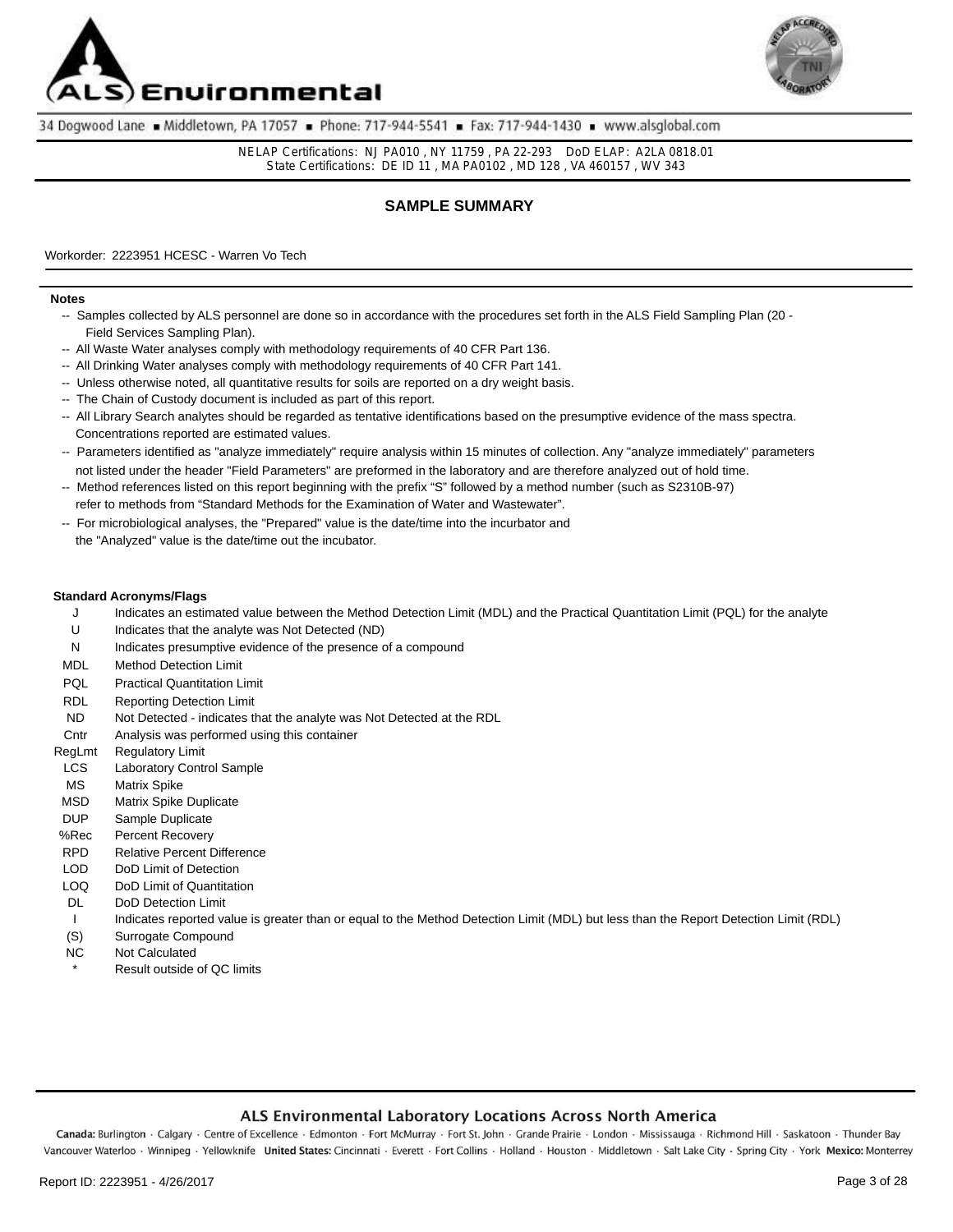# ALS Environmental

34 Dogwood Lane ▪ Middletown, PA 17057 ▪ Phone: 717-944-5541 ▪ Fax: 717-944-1430 ▪ www.alsglobal.com

NELAP Certifications: NJ PA010 , NY 11759 , PA 22-293 DoD ELAP: A2LA 0818.01
State Certifications: DE ID 11 , MA PA0102 , MD 128 , VA 460157 , WV 343

## SAMPLE SUMMARY

Workorder: 2223951 HCESC - Warren Vo Tech

### Notes

- -- Samples collected by ALS personnel are done so in accordance with the procedures set forth in the ALS Field Sampling Plan (20 - Field Services Sampling Plan).
- -- All Waste Water analyses comply with methodology requirements of 40 CFR Part 136.
- -- All Drinking Water analyses comply with methodology requirements of 40 CFR Part 141.
- -- Unless otherwise noted, all quantitative results for soils are reported on a dry weight basis.
- -- The Chain of Custody document is included as part of this report.
- -- All Library Search analytes should be regarded as tentative identifications based on the presumptive evidence of the mass spectra. Concentrations reported are estimated values.
- -- Parameters identified as "analyze immediately" require analysis within 15 minutes of collection. Any "analyze immediately" parameters not listed under the header "Field Parameters" are preformed in the laboratory and are therefore analyzed out of hold time.
- -- Method references listed on this report beginning with the prefix "S" followed by a method number (such as S2310B-97) refer to methods from "Standard Methods for the Examination of Water and Wastewater".
- -- For microbiological analyses, the "Prepared" value is the date/time into the incurbator and the "Analyzed" value is the date/time out the incubator.

### Standard Acronyms/Flags

| | |
|---|---|
| J | Indicates an estimated value between the Method Detection Limit (MDL) and the Practical Quantitation Limit (PQL) for the analyte |
| U | Indicates that the analyte was Not Detected (ND) |
| N | Indicates presumptive evidence of the presence of a compound |
| MDL | Method Detection Limit |
| PQL | Practical Quantitation Limit |
| RDL | Reporting Detection Limit |
| ND | Not Detected - indicates that the analyte was Not Detected at the RDL |
| Cntr | Analysis was performed using this container |
| RegLmt | Regulatory Limit |
| LCS | Laboratory Control Sample |
| MS | Matrix Spike |
| MSD | Matrix Spike Duplicate |
| DUP | Sample Duplicate |
| %Rec | Percent Recovery |
| RPD | Relative Percent Difference |
| LOD | DoD Limit of Detection |
| LOQ | DoD Limit of Quantitation |
| DL | DoD Detection Limit |
| I | Indicates reported value is greater than or equal to the Method Detection Limit (MDL) but less than the Report Detection Limit (RDL) |
| (S) | Surrogate Compound |
| NC | Not Calculated |
| * | Result outside of QC limits |

**ALS Environmental Laboratory Locations Across North America**

Canada: Burlington · Calgary · Centre of Excellence · Edmonton · Fort McMurray · Fort St. John · Grande Prairie · London · Mississauga · Richmond Hill · Saskatoon · Thunder Bay Vancouver Waterloo · Winnipeg · Yellowknife **United States:** Cincinnati · Everett · Fort Collins · Holland · Houston · Middletown · Salt Lake City · Spring City · York **Mexico:** Monterrey

Report ID: 2223951 - 4/26/2017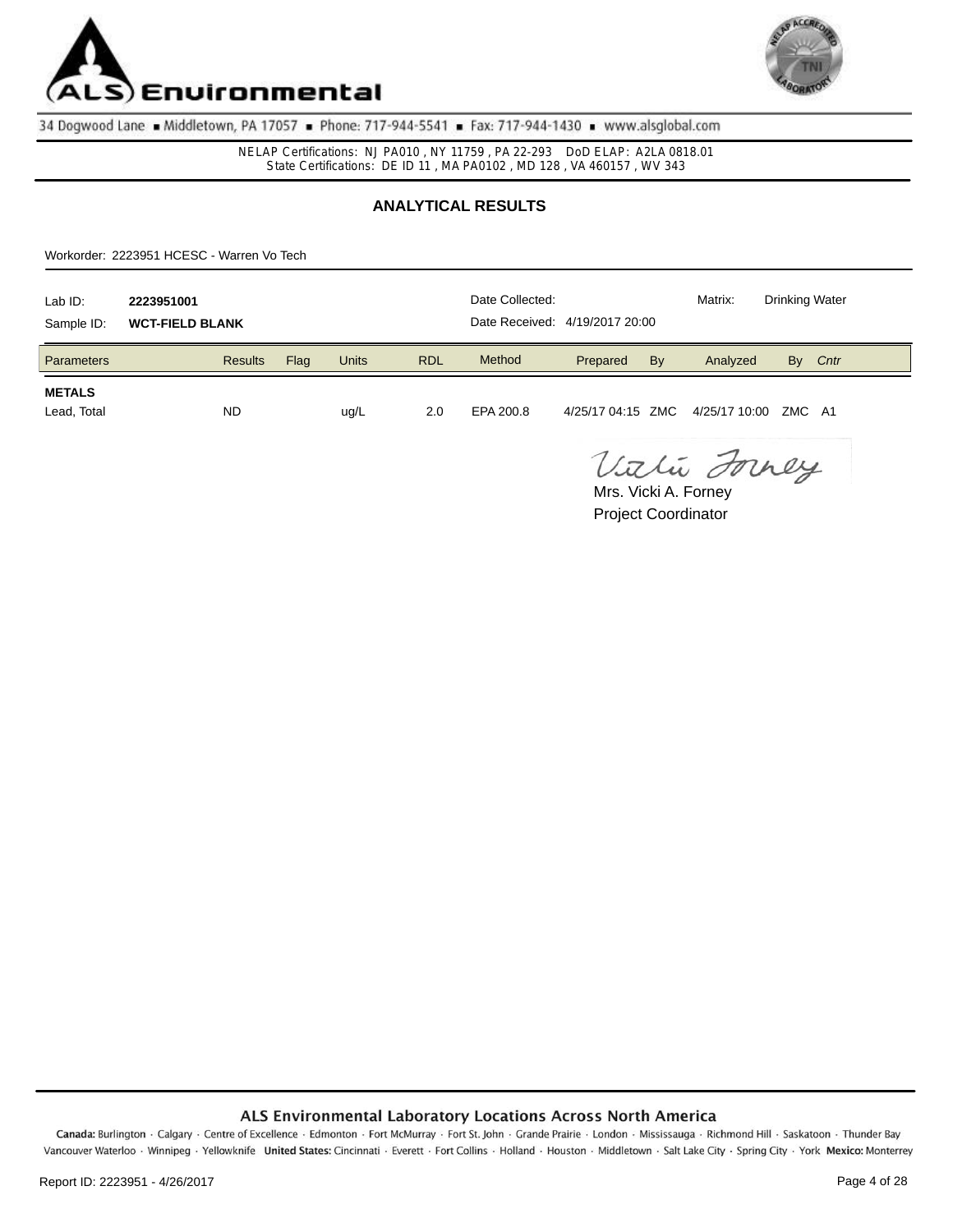# ALS Environmental

34 Dogwood Lane ▪ Middletown, PA 17057 ▪ Phone: 717-944-5541 ▪ Fax: 717-944-1430 ▪ www.alsglobal.com

NELAP Certifications: NJ PA010 , NY 11759 , PA 22-293 DoD ELAP: A2LA 0818.01
State Certifications: DE ID 11 , MA PA0102 , MD 128 , VA 460157 , WV 343

## ANALYTICAL RESULTS

Workorder: 2223951 HCESC - Warren Vo Tech

Lab ID: **2223951001** Date Collected: Matrix: Drinking Water
Sample ID: **WCT-FIELD BLANK** Date Received: 4/19/2017 20:00

| Parameters | Results | Flag | Units | RDL | Method | Prepared | By | Analyzed | By | *Cntr* |
|---|---|---|---|---|---|---|---|---|---|---|
| **METALS** | | | | | | | | | | |
| Lead, Total | ND | | ug/L | 2.0 | EPA 200.8 | 4/25/17 04:15 | ZMC | 4/25/17 10:00 | ZMC | A1 |

Mrs. Vicki A. Forney
Project Coordinator

**ALS Environmental Laboratory Locations Across North America**

**Canada:** Burlington · Calgary · Centre of Excellence · Edmonton · Fort McMurray · Fort St. John · Grande Prairie · London · Mississauga · Richmond Hill · Saskatoon · Thunder Bay Vancouver Waterloo · Winnipeg · Yellowknife **United States:** Cincinnati · Everett · Fort Collins · Holland · Houston · Middletown · Salt Lake City · Spring City · York **Mexico:** Monterrey

Report ID: 2223951 - 4/26/2017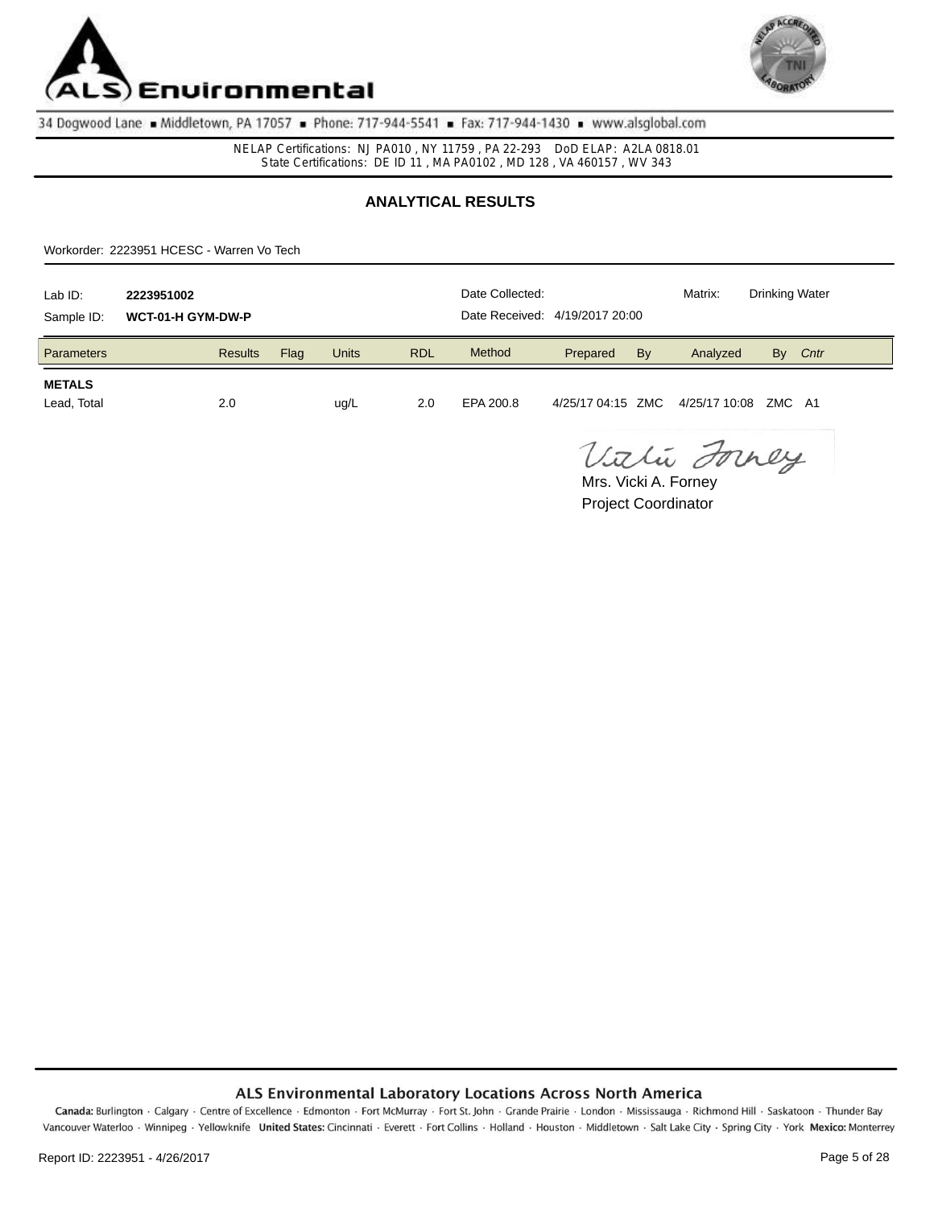ALS Environmental

34 Dogwood Lane ■ Middletown, PA 17057 ■ Phone: 717-944-5541 ■ Fax: 717-944-1430 ■ www.alsglobal.com

NELAP Certifications: NJ PA010 , NY 11759 , PA 22-293 DoD ELAP: A2LA 0818.01
State Certifications: DE ID 11 , MA PA0102 , MD 128 , VA 460157 , WV 343

## ANALYTICAL RESULTS

Workorder: 2223951 HCESC - Warren Vo Tech

Lab ID: **2223951002** Date Collected: Matrix: Drinking Water

Sample ID: **WCT-01-H GYM-DW-P** Date Received: 4/19/2017 20:00

| Parameters | Results | Flag | Units | RDL | Method | Prepared | By | Analyzed | By | *Cntr* |
|---|---|---|---|---|---|---|---|---|---|---|
| **METALS** | | | | | | | | | | |
| Lead, Total | 2.0 | | ug/L | 2.0 | EPA 200.8 | 4/25/17 04:15 | ZMC | 4/25/17 10:08 | ZMC | A1 |

Mrs. Vicki A. Forney
Project Coordinator

**ALS Environmental Laboratory Locations Across North America**

**Canada:** Burlington · Calgary · Centre of Excellence · Edmonton · Fort McMurray · Fort St. John · Grande Prairie · London · Mississauga · Richmond Hill · Saskatoon · Thunder Bay Vancouver Waterloo · Winnipeg · Yellowknife **United States:** Cincinnati · Everett · Fort Collins · Holland · Houston · Middletown · Salt Lake City · Spring City · York **Mexico:** Monterrey

Report ID: 2223951 - 4/26/2017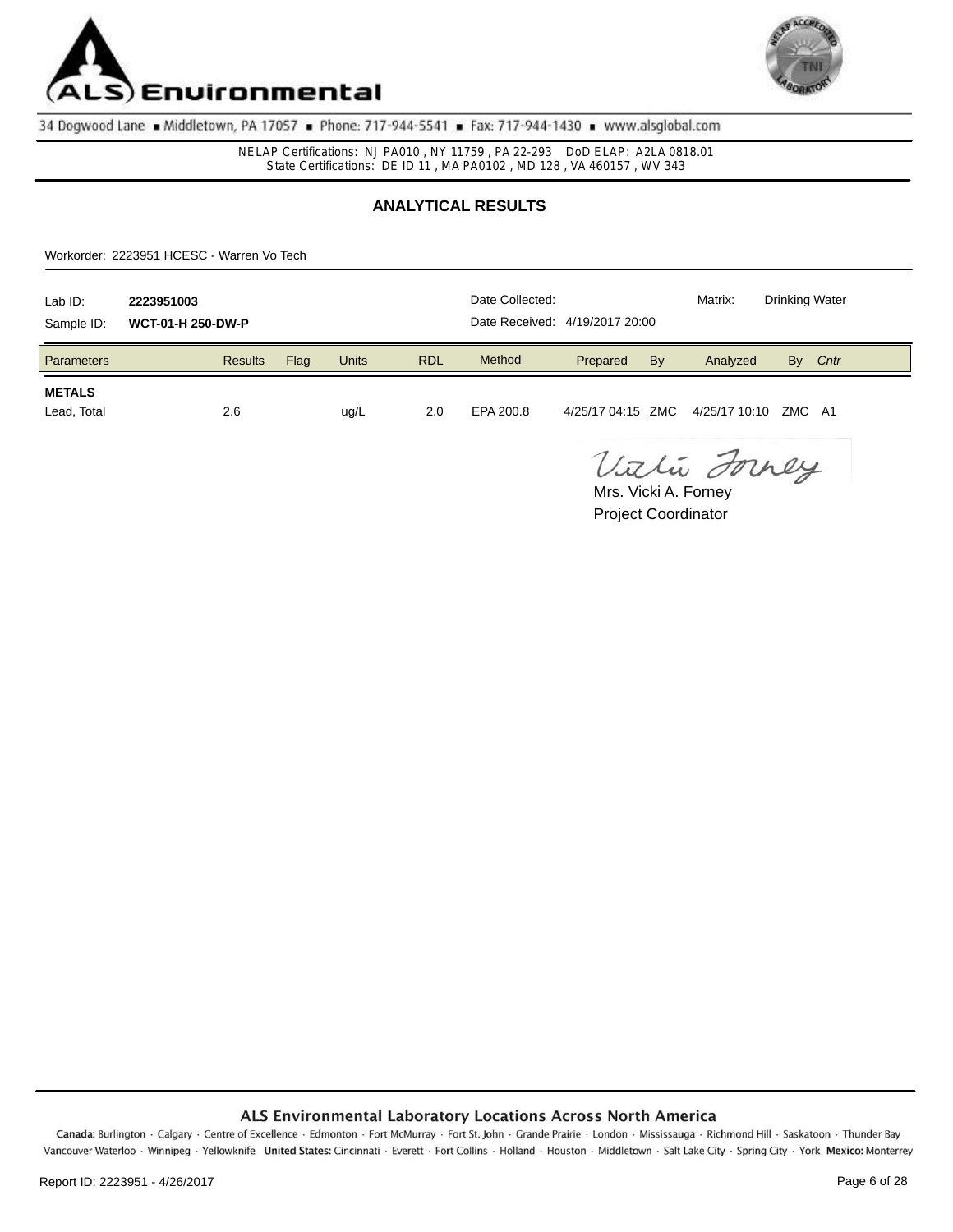ALS Environmental

34 Dogwood Lane ■ Middletown, PA 17057 ■ Phone: 717-944-5541 ■ Fax: 717-944-1430 ■ www.alsglobal.com

NELAP Certifications: NJ PA010 , NY 11759 , PA 22-293 DoD ELAP: A2LA 0818.01
State Certifications: DE ID 11 , MA PA0102 , MD 128 , VA 460157 , WV 343

## ANALYTICAL RESULTS

Workorder: 2223951 HCESC - Warren Vo Tech

Lab ID: **2223951003** Date Collected: Matrix: Drinking Water

Sample ID: **WCT-01-H 250-DW-P** Date Received: 4/19/2017 20:00

| Parameters | Results | Flag | Units | RDL | Method | Prepared | By | Analyzed | By | Cntr |
|---|---|---|---|---|---|---|---|---|---|---|
| **METALS** | | | | | | | | | | |
| Lead, Total | 2.6 | | ug/L | 2.0 | EPA 200.8 | 4/25/17 04:15 | ZMC | 4/25/17 10:10 | ZMC | A1 |

Vicki Forney

Mrs. Vicki A. Forney
Project Coordinator

**ALS Environmental Laboratory Locations Across North America**

**Canada:** Burlington · Calgary · Centre of Excellence · Edmonton · Fort McMurray · Fort St. John · Grande Prairie · London · Mississauga · Richmond Hill · Saskatoon · Thunder Bay Vancouver Waterloo · Winnipeg · Yellowknife **United States:** Cincinnati · Everett · Fort Collins · Holland · Houston · Middletown · Salt Lake City · Spring City · York **Mexico:** Monterrey

Report ID: 2223951 - 4/26/2017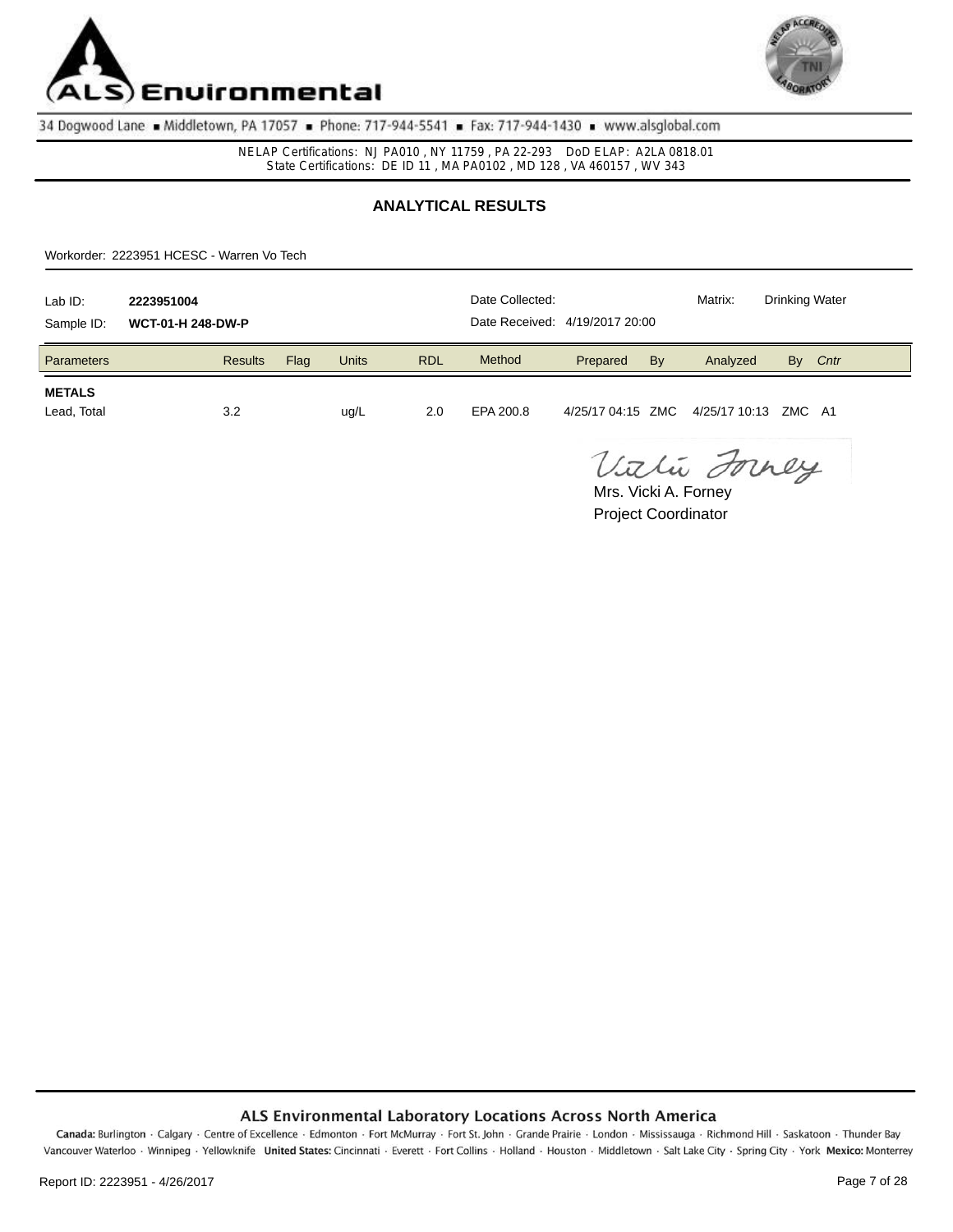ALS Environmental

34 Dogwood Lane ▪ Middletown, PA 17057 ▪ Phone: 717-944-5541 ▪ Fax: 717-944-1430 ▪ www.alsglobal.com

NELAP Certifications: NJ PA010 , NY 11759 , PA 22-293 DoD ELAP: A2LA 0818.01
State Certifications: DE ID 11 , MA PA0102 , MD 128 , VA 460157 , WV 343

## ANALYTICAL RESULTS

Workorder: 2223951 HCESC - Warren Vo Tech

| | | | | | |
|---|---|---|---|---|---|
| Lab ID: | **2223951004** | Date Collected: | | Matrix: | Drinking Water |
| Sample ID: | **WCT-01-H 248-DW-P** | Date Received: | 4/19/2017 20:00 | | |

| Parameters | Results | Flag | Units | RDL | Method | Prepared | By | Analyzed | By | *Cntr* |
|---|---|---|---|---|---|---|---|---|---|---|
| **METALS** | | | | | | | | | | |
| Lead, Total | 3.2 | | ug/L | 2.0 | EPA 200.8 | 4/25/17 04:15 | ZMC | 4/25/17 10:13 | ZMC | A1 |

Vicki Forney

Mrs. Vicki A. Forney
Project Coordinator

ALS Environmental Laboratory Locations Across North America

Canada: Burlington · Calgary · Centre of Excellence · Edmonton · Fort McMurray · Fort St. John · Grande Prairie · London · Mississauga · Richmond Hill · Saskatoon · Thunder Bay
Vancouver Waterloo · Winnipeg · Yellowknife **United States:** Cincinnati · Everett · Fort Collins · Holland · Houston · Middletown · Salt Lake City · Spring City · York **Mexico:** Monterrey

Report ID: 2223951 - 4/26/2017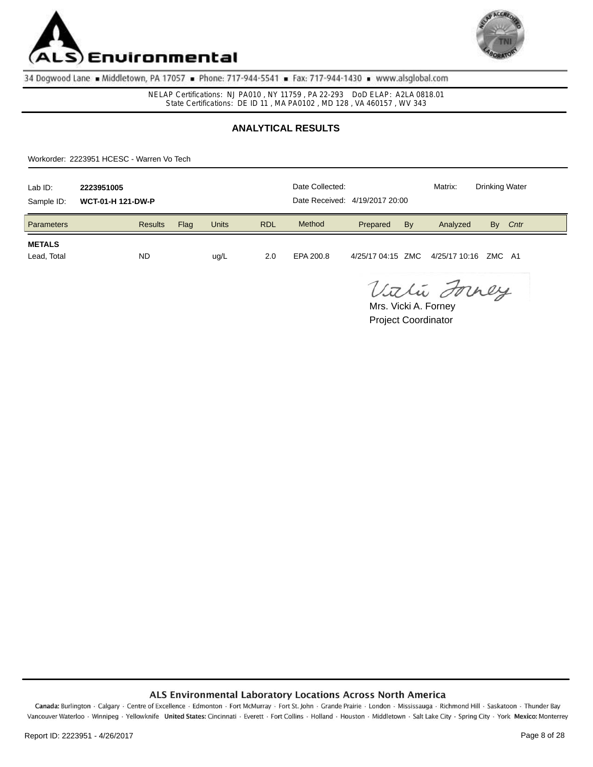# ALS Environmental

34 Dogwood Lane ▪ Middletown, PA 17057 ▪ Phone: 717-944-5541 ▪ Fax: 717-944-1430 ▪ www.alsglobal.com

NELAP Certifications: NJ PA010 , NY 11759 , PA 22-293 DoD ELAP: A2LA 0818.01
State Certifications: DE ID 11 , MA PA0102 , MD 128 , VA 460157 , WV 343

## ANALYTICAL RESULTS

Workorder: 2223951 HCESC - Warren Vo Tech

Lab ID: **2223951005**
Sample ID: **WCT-01-H 121-DW-P**
Date Collected:
Date Received: 4/19/2017 20:00
Matrix: Drinking Water

| Parameters | Results | Flag | Units | RDL | Method | Prepared | By | Analyzed | By | Cntr |
|---|---|---|---|---|---|---|---|---|---|---|
| **METALS** | | | | | | | | | | |
| Lead, Total | ND | | ug/L | 2.0 | EPA 200.8 | 4/25/17 04:15 | ZMC | 4/25/17 10:16 | ZMC | A1 |

Mrs. Vicki A. Forney
Project Coordinator

ALS Environmental Laboratory Locations Across North America

Canada: Burlington · Calgary · Centre of Excellence · Edmonton · Fort McMurray · Fort St. John · Grande Prairie · London · Mississauga · Richmond Hill · Saskatoon · Thunder Bay Vancouver Waterloo · Winnipeg · Yellowknife **United States:** Cincinnati · Everett · Fort Collins · Holland · Houston · Middletown · Salt Lake City · Spring City · York **Mexico:** Monterrey

Report ID: 2223951 - 4/26/2017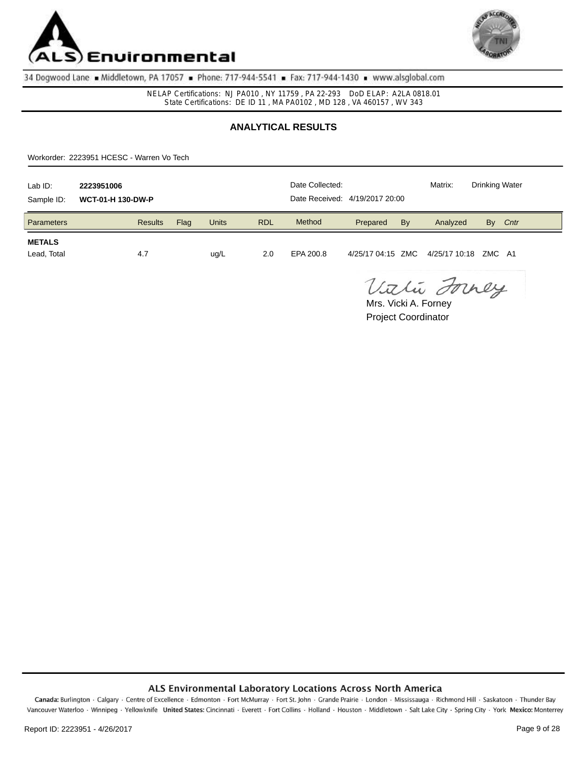# ALS Environmental

34 Dogwood Lane ■ Middletown, PA 17057 ■ Phone: 717-944-5541 ■ Fax: 717-944-1430 ■ www.alsglobal.com

NELAP Certifications: NJ PA010 , NY 11759 , PA 22-293 DoD ELAP: A2LA 0818.01
State Certifications: DE ID 11 , MA PA0102 , MD 128 , VA 460157 , WV 343

## ANALYTICAL RESULTS

Workorder: 2223951 HCESC - Warren Vo Tech

Lab ID: **2223951006** Date Collected: Matrix: Drinking Water
Sample ID: **WCT-01-H 130-DW-P** Date Received: 4/19/2017 20:00

| Parameters | Results | Flag | Units | RDL | Method | Prepared | By | Analyzed | By | *Cntr* |
|---|---|---|---|---|---|---|---|---|---|---|
| **METALS** | | | | | | | | | | |
| Lead, Total | 4.7 | | ug/L | 2.0 | EPA 200.8 | 4/25/17 04:15 | ZMC | 4/25/17 10:18 | ZMC | A1 |

Mrs. Vicki A. Forney
Project Coordinator

**ALS Environmental Laboratory Locations Across North America**

**Canada:** Burlington · Calgary · Centre of Excellence · Edmonton · Fort McMurray · Fort St. John · Grande Prairie · London · Mississauga · Richmond Hill · Saskatoon · Thunder Bay Vancouver Waterloo · Winnipeg · Yellowknife **United States:** Cincinnati · Everett · Fort Collins · Holland · Houston · Middletown · Salt Lake City · Spring City · York **Mexico:** Monterrey

Report ID: 2223951 - 4/26/2017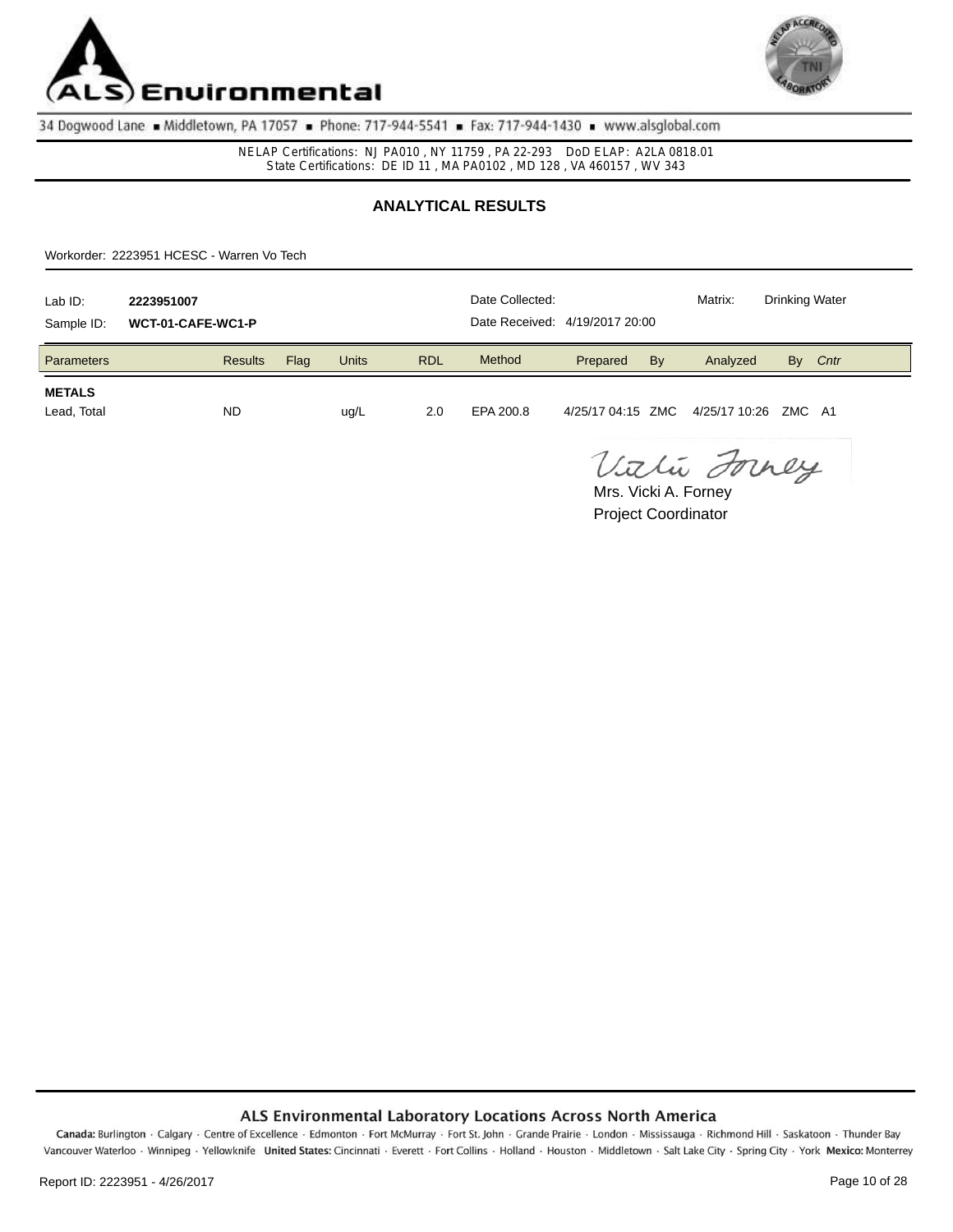ALS Environmental

34 Dogwood Lane ▪ Middletown, PA 17057 ▪ Phone: 717-944-5541 ▪ Fax: 717-944-1430 ▪ www.alsglobal.com

NELAP Certifications: NJ PA010 , NY 11759 , PA 22-293 DoD ELAP: A2LA 0818.01
State Certifications: DE ID 11 , MA PA0102 , MD 128 , VA 460157 , WV 343

## ANALYTICAL RESULTS

Workorder: 2223951 HCESC - Warren Vo Tech

| Lab ID: | **2223951007** | Date Collected: | | Matrix: | Drinking Water |
|---|---|---|---|---|---|
| Sample ID: | **WCT-01-CAFE-WC1-P** | Date Received: | 4/19/2017 20:00 | | |

| Parameters | Results | Flag | Units | RDL | Method | Prepared | By | Analyzed | By | *Cntr* |
|---|---|---|---|---|---|---|---|---|---|---|
| **METALS** | | | | | | | | | | |
| Lead, Total | ND | | ug/L | 2.0 | EPA 200.8 | 4/25/17 04:15 | ZMC | 4/25/17 10:26 | ZMC | A1 |

Mrs. Vicki A. Forney
Project Coordinator

**ALS Environmental Laboratory Locations Across North America**

**Canada:** Burlington · Calgary · Centre of Excellence · Edmonton · Fort McMurray · Fort St. John · Grande Prairie · London · Mississauga · Richmond Hill · Saskatoon · Thunder Bay Vancouver Waterloo · Winnipeg · Yellowknife **United States:** Cincinnati · Everett · Fort Collins · Holland · Houston · Middletown · Salt Lake City · Spring City · York **Mexico:** Monterrey

Report ID: 2223951 - 4/26/2017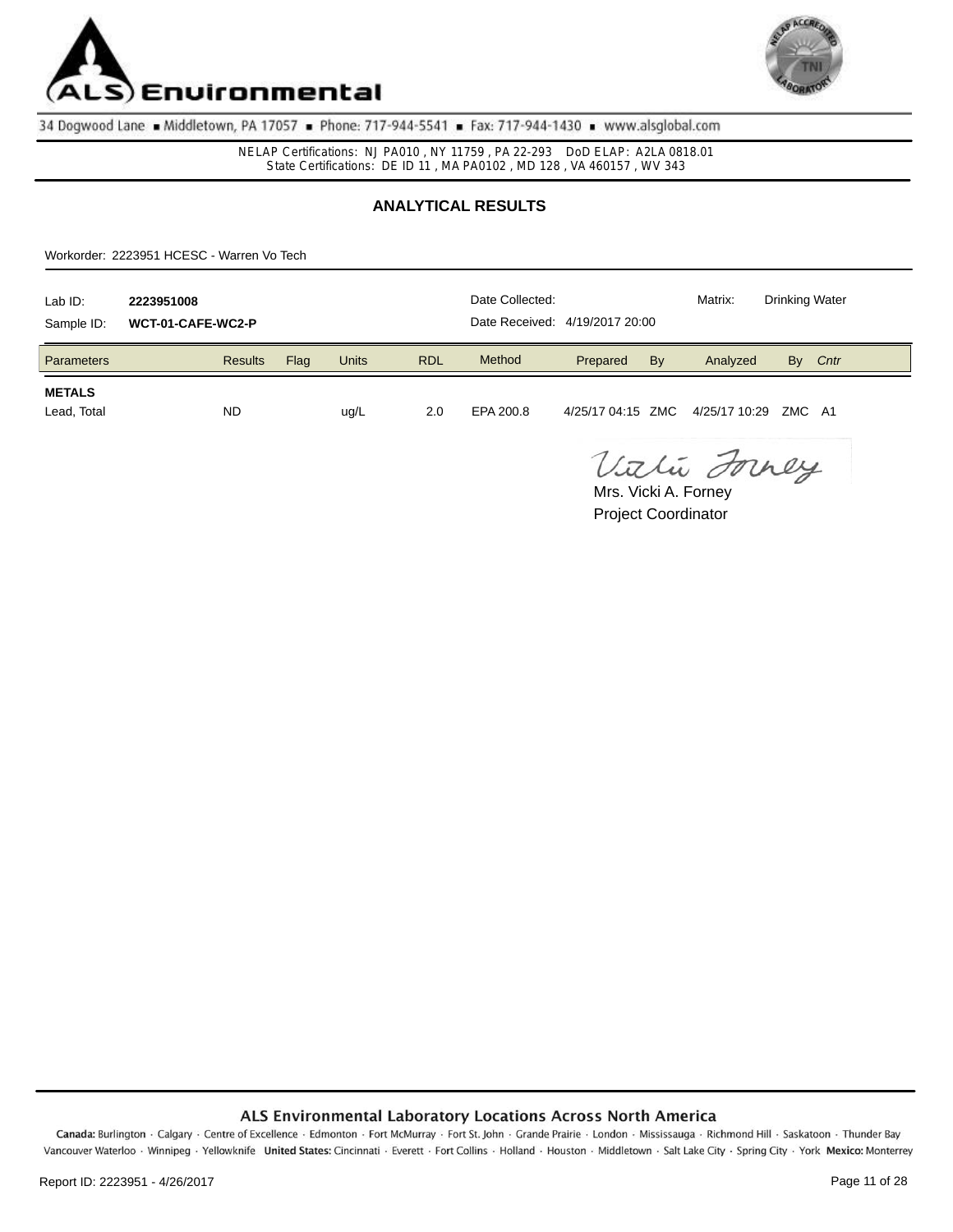# ALS Environmental

34 Dogwood Lane ▪ Middletown, PA 17057 ▪ Phone: 717-944-5541 ▪ Fax: 717-944-1430 ▪ www.alsglobal.com

NELAP Certifications: NJ PA010 , NY 11759 , PA 22-293 DoD ELAP: A2LA 0818.01
State Certifications: DE ID 11 , MA PA0102 , MD 128 , VA 460157 , WV 343

## ANALYTICAL RESULTS

Workorder: 2223951 HCESC - Warren Vo Tech

| Lab ID: | **2223951008** | Date Collected: | | Matrix: | Drinking Water |
|---|---|---|---|---|---|
| Sample ID: | **WCT-01-CAFE-WC2-P** | Date Received: | 4/19/2017 20:00 | | |

| Parameters | Results | Flag | Units | RDL | Method | Prepared | By | Analyzed | By | *Cntr* |
|---|---|---|---|---|---|---|---|---|---|---|
| **METALS** | | | | | | | | | | |
| Lead, Total | ND | | ug/L | 2.0 | EPA 200.8 | 4/25/17 04:15 | ZMC | 4/25/17 10:29 | ZMC | A1 |

Vicki Forney

Mrs. Vicki A. Forney
Project Coordinator

**ALS Environmental Laboratory Locations Across North America**

**Canada:** Burlington · Calgary · Centre of Excellence · Edmonton · Fort McMurray · Fort St. John · Grande Prairie · London · Mississauga · Richmond Hill · Saskatoon · Thunder Bay Vancouver Waterloo · Winnipeg · Yellowknife **United States:** Cincinnati · Everett · Fort Collins · Holland · Houston · Middletown · Salt Lake City · Spring City · York **Mexico:** Monterrey

Report ID: 2223951 - 4/26/2017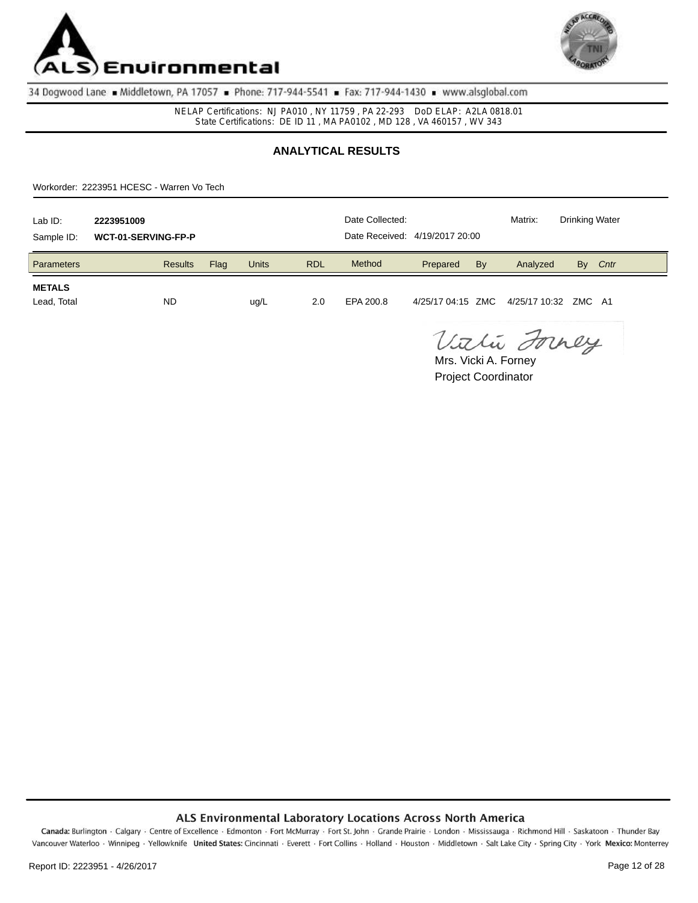# ALS Environmental

34 Dogwood Lane ■ Middletown, PA 17057 ■ Phone: 717-944-5541 ■ Fax: 717-944-1430 ■ www.alsglobal.com

NELAP Certifications: NJ PA010, NY 11759, PA 22-293 DoD ELAP: A2LA 0818.01
State Certifications: DE ID 11, MA PA0102, MD 128, VA 460157, WV 343

## ANALYTICAL RESULTS

Workorder: 2223951 HCESC - Warren Vo Tech

| Lab ID: | **2223951009** | Date Collected: | | Matrix: | Drinking Water |
|---|---|---|---|---|---|
| Sample ID: | **WCT-01-SERVING-FP-P** | Date Received: | 4/19/2017 20:00 | | |

| Parameters | Results | Flag | Units | RDL | Method | Prepared | By | Analyzed | By | *Cntr* |
|---|---|---|---|---|---|---|---|---|---|---|
| **METALS** | | | | | | | | | | |
| Lead, Total | ND | | ug/L | 2.0 | EPA 200.8 | 4/25/17 04:15 | ZMC | 4/25/17 10:32 | ZMC | A1 |

Mrs. Vicki A. Forney
Project Coordinator

## ALS Environmental Laboratory Locations Across North America

**Canada:** Burlington · Calgary · Centre of Excellence · Edmonton · Fort McMurray · Fort St. John · Grande Prairie · London · Mississauga · Richmond Hill · Saskatoon · Thunder Bay Vancouver Waterloo · Winnipeg · Yellowknife **United States:** Cincinnati · Everett · Fort Collins · Holland · Houston · Middletown · Salt Lake City · Spring City · York **Mexico:** Monterrey

Report ID: 2223951 - 4/26/2017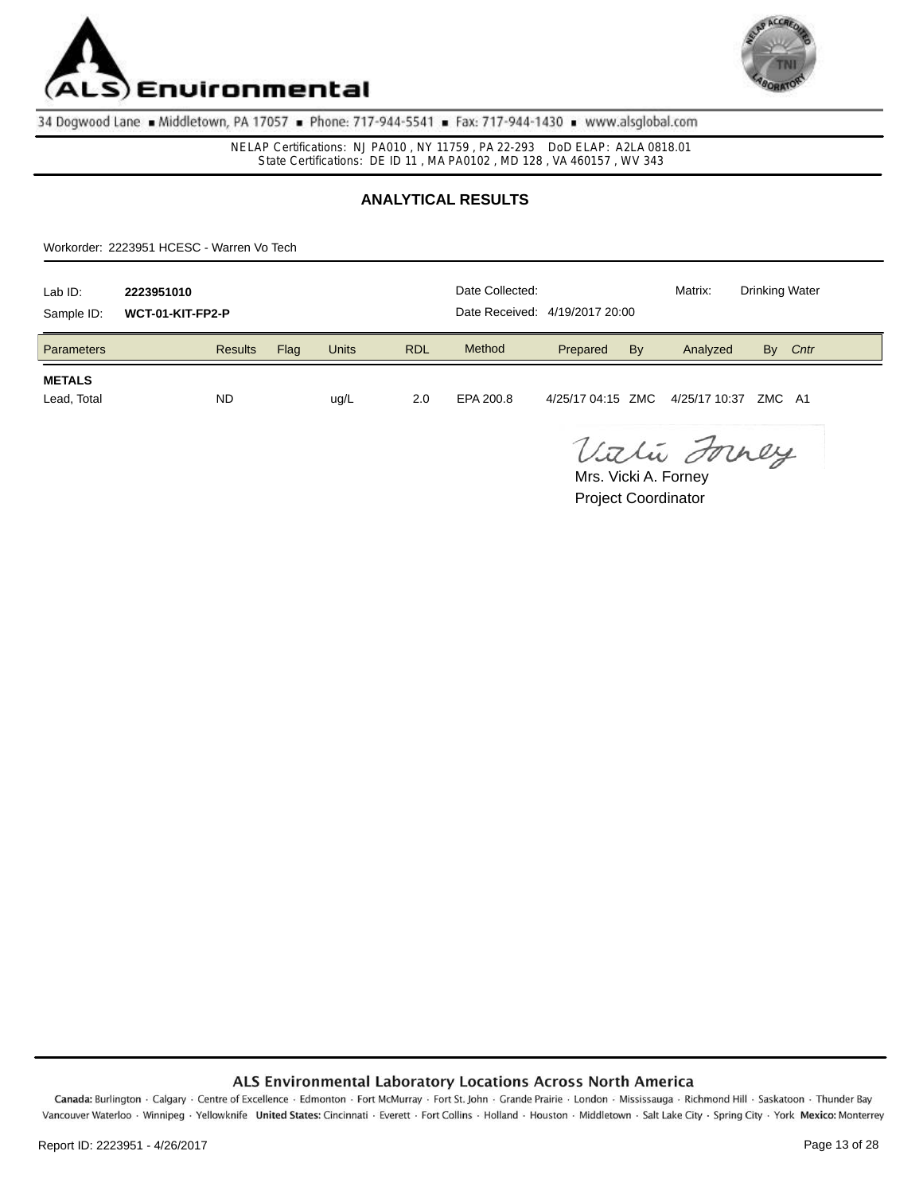ALS Environmental

34 Dogwood Lane ■ Middletown, PA 17057 ■ Phone: 717-944-5541 ■ Fax: 717-944-1430 ■ www.alsglobal.com

NELAP Certifications: NJ PA010 , NY 11759 , PA 22-293 DoD ELAP: A2LA 0818.01
State Certifications: DE ID 11 , MA PA0102 , MD 128 , VA 460157 , WV 343

## ANALYTICAL RESULTS

Workorder: 2223951 HCESC - Warren Vo Tech

Lab ID: **2223951010** Date Collected: Matrix: Drinking Water

Sample ID: **WCT-01-KIT-FP2-P** Date Received: 4/19/2017 20:00

| Parameters | Results | Flag | Units | RDL | Method | Prepared | By | Analyzed | By | *Cntr* |
|---|---|---|---|---|---|---|---|---|---|---|
| **METALS** | | | | | | | | | | |
| Lead, Total | ND | | ug/L | 2.0 | EPA 200.8 | 4/25/17 04:15 | ZMC | 4/25/17 10:37 | ZMC | A1 |

Mrs. Vicki A. Forney
Project Coordinator

ALS Environmental Laboratory Locations Across North America

Canada: Burlington · Calgary · Centre of Excellence · Edmonton · Fort McMurray · Fort St. John · Grande Prairie · London · Mississauga · Richmond Hill · Saskatoon · Thunder Bay Vancouver Waterloo · Winnipeg · Yellowknife **United States:** Cincinnati · Everett · Fort Collins · Holland · Houston · Middletown · Salt Lake City · Spring City · York **Mexico:** Monterrey

Report ID: 2223951 - 4/26/2017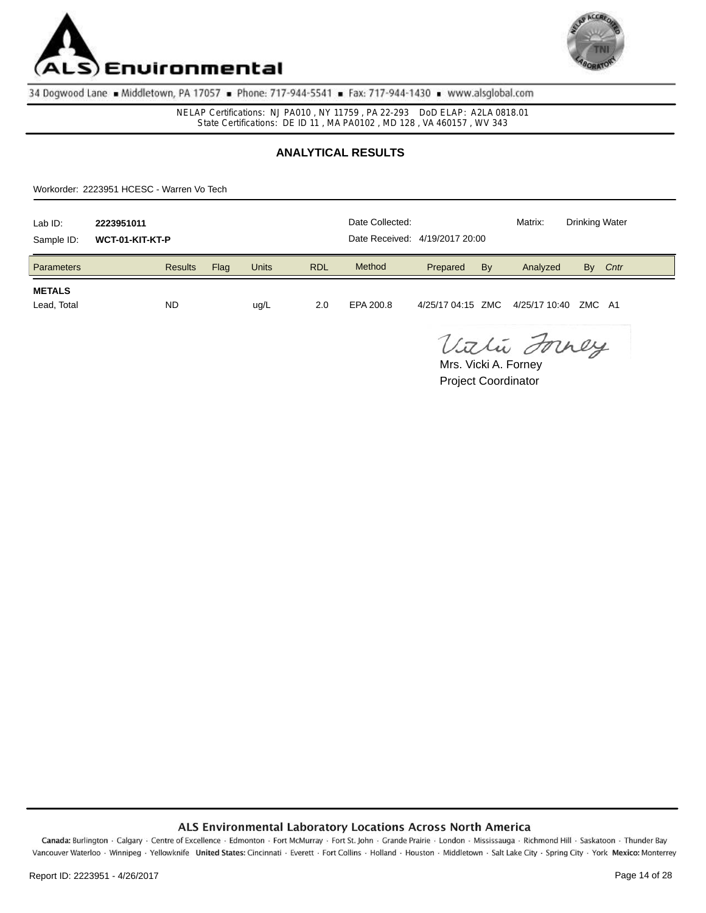ALS Environmental

34 Dogwood Lane ▪ Middletown, PA 17057 ▪ Phone: 717-944-5541 ▪ Fax: 717-944-1430 ▪ www.alsglobal.com

NELAP Certifications: NJ PA010 , NY 11759 , PA 22-293 DoD ELAP: A2LA 0818.01
State Certifications: DE ID 11 , MA PA0102 , MD 128 , VA 460157 , WV 343

## ANALYTICAL RESULTS

Workorder: 2223951 HCESC - Warren Vo Tech

| | | | | | |
|---|---|---|---|---|---|
| Lab ID: | **2223951011** | Date Collected: | | Matrix: | Drinking Water |
| Sample ID: | **WCT-01-KIT-KT-P** | Date Received: | 4/19/2017 20:00 | | |

| Parameters | Results | Flag | Units | RDL | Method | Prepared | By | Analyzed | By | *Cntr* |
|---|---|---|---|---|---|---|---|---|---|---|
| **METALS** | | | | | | | | | | |
| Lead, Total | ND | | ug/L | 2.0 | EPA 200.8 | 4/25/17 04:15 | ZMC | 4/25/17 10:40 | ZMC | A1 |

Mrs. Vicki A. Forney
Project Coordinator

ALS Environmental Laboratory Locations Across North America

**Canada:** Burlington · Calgary · Centre of Excellence · Edmonton · Fort McMurray · Fort St. John · Grande Prairie · London · Mississauga · Richmond Hill · Saskatoon · Thunder Bay Vancouver Waterloo · Winnipeg · Yellowknife **United States:** Cincinnati · Everett · Fort Collins · Holland · Houston · Middletown · Salt Lake City · Spring City · York **Mexico:** Monterrey

Report ID: 2223951 - 4/26/2017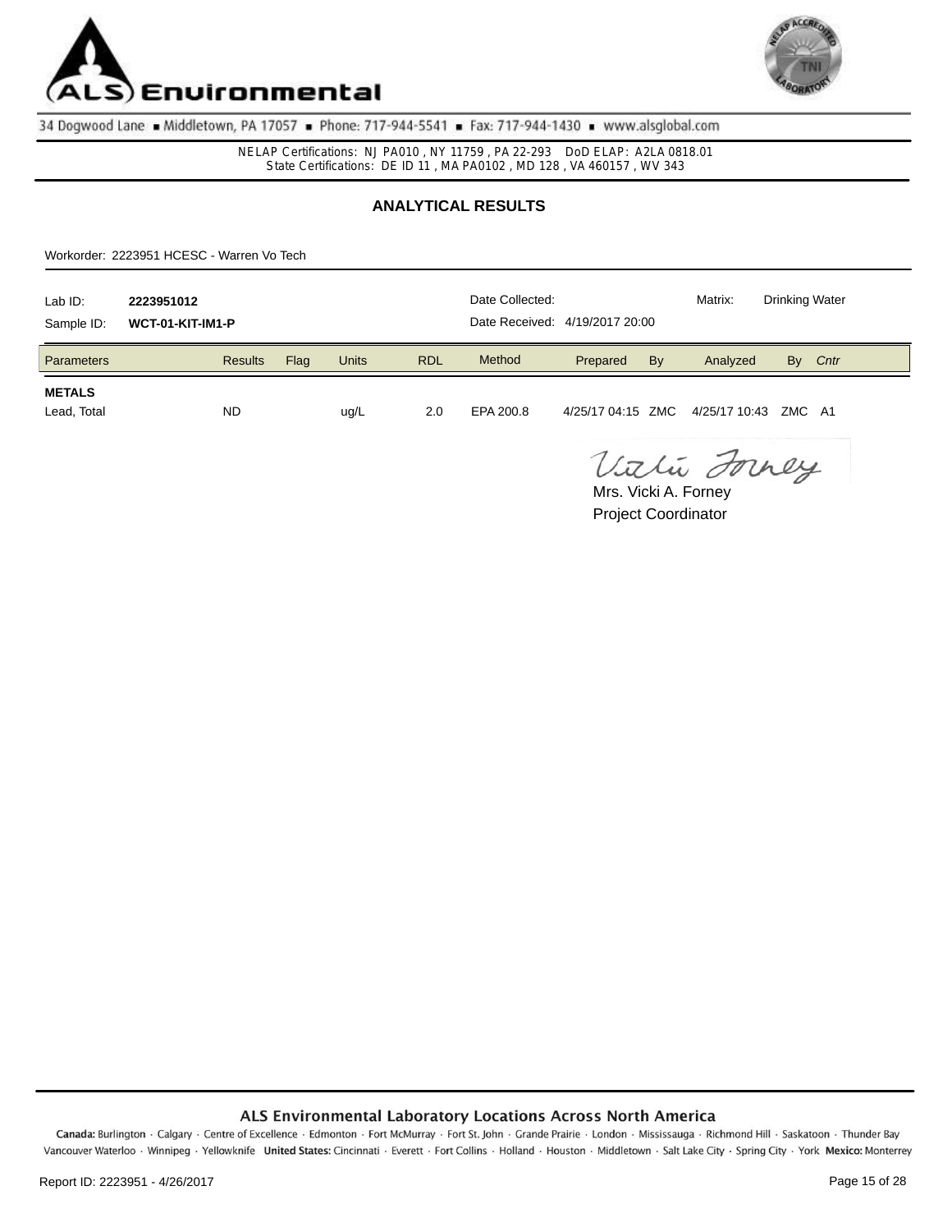ALS Environmental

34 Dogwood Lane ■ Middletown, PA 17057 ■ Phone: 717-944-5541 ■ Fax: 717-944-1430 ■ www.alsglobal.com

NELAP Certifications: NJ PA010, NY 11759, PA 22-293 DoD ELAP: A2LA 0818.01
State Certifications: DE ID 11, MA PA0102, MD 128, VA 460157, WV 343

## ANALYTICAL RESULTS

Workorder: 2223951 HCESC - Warren Vo Tech

| | | | |
|---|---|---|---|
| Lab ID: | **2223951012** | Date Collected: | Matrix: Drinking Water |
| Sample ID: | **WCT-01-KIT-IM1-P** | Date Received: 4/19/2017 20:00 | |

| Parameters | Results | Flag | Units | RDL | Method | Prepared | By | Analyzed | By | *Cntr* |
|---|---|---|---|---|---|---|---|---|---|---|
| **METALS** | | | | | | | | | | |
| Lead, Total | ND | | ug/L | 2.0 | EPA 200.8 | 4/25/17 04:15 | ZMC | 4/25/17 10:43 | ZMC | A1 |

Mrs. Vicki A. Forney
Project Coordinator

**ALS Environmental Laboratory Locations Across North America**

**Canada:** Burlington · Calgary · Centre of Excellence · Edmonton · Fort McMurray · Fort St. John · Grande Prairie · London · Mississauga · Richmond Hill · Saskatoon · Thunder Bay Vancouver Waterloo · Winnipeg · Yellowknife **United States:** Cincinnati · Everett · Fort Collins · Holland · Houston · Middletown · Salt Lake City · Spring City · York **Mexico:** Monterrey

Report ID: 2223951 - 4/26/2017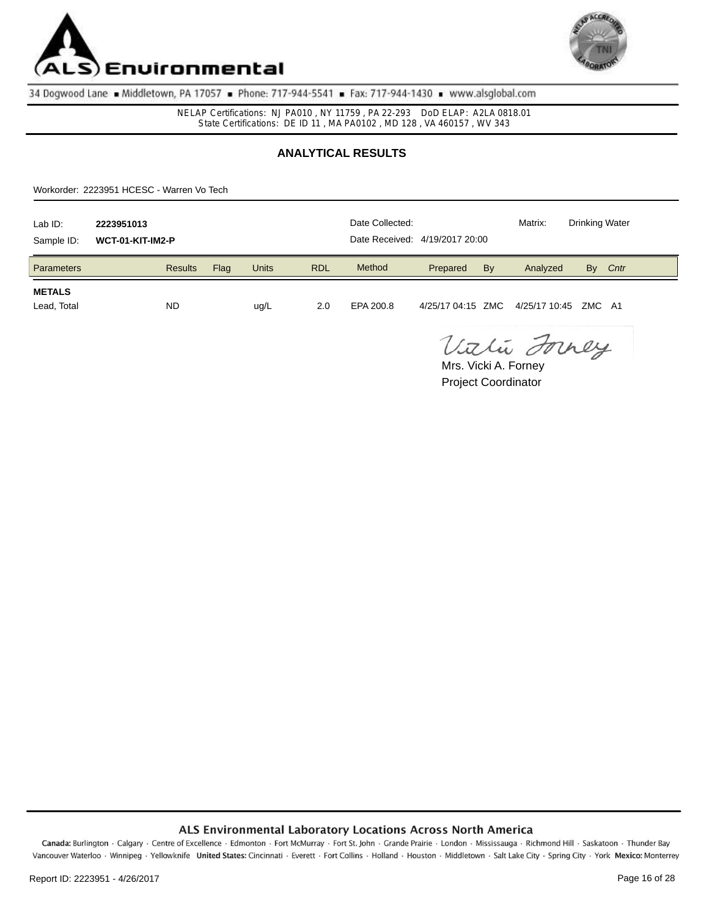ALS Environmental

34 Dogwood Lane ▪ Middletown, PA 17057 ▪ Phone: 717-944-5541 ▪ Fax: 717-944-1430 ▪ www.alsglobal.com

NELAP Certifications: NJ PA010 , NY 11759 , PA 22-293 DoD ELAP: A2LA 0818.01
State Certifications: DE ID 11 , MA PA0102 , MD 128 , VA 460157 , WV 343

## ANALYTICAL RESULTS

Workorder: 2223951 HCESC - Warren Vo Tech

| Lab ID: | **2223951013** | Date Collected: | | Matrix: | Drinking Water |
|---|---|---|---|---|---|
| Sample ID: | **WCT-01-KIT-IM2-P** | Date Received: | 4/19/2017 20:00 | | |

| Parameters | Results | Flag | Units | RDL | Method | Prepared | By | Analyzed | By | *Cntr* |
|---|---|---|---|---|---|---|---|---|---|---|
| **METALS** | | | | | | | | | | |
| Lead, Total | ND | | ug/L | 2.0 | EPA 200.8 | 4/25/17 04:15 | ZMC | 4/25/17 10:45 | ZMC | A1 |

Mrs. Vicki A. Forney
Project Coordinator

**ALS Environmental Laboratory Locations Across North America**

**Canada:** Burlington · Calgary · Centre of Excellence · Edmonton · Fort McMurray · Fort St. John · Grande Prairie · London · Mississauga · Richmond Hill · Saskatoon · Thunder Bay Vancouver Waterloo · Winnipeg · Yellowknife **United States:** Cincinnati · Everett · Fort Collins · Holland · Houston · Middletown · Salt Lake City · Spring City · York **Mexico:** Monterrey

Report ID: 2223951 - 4/26/2017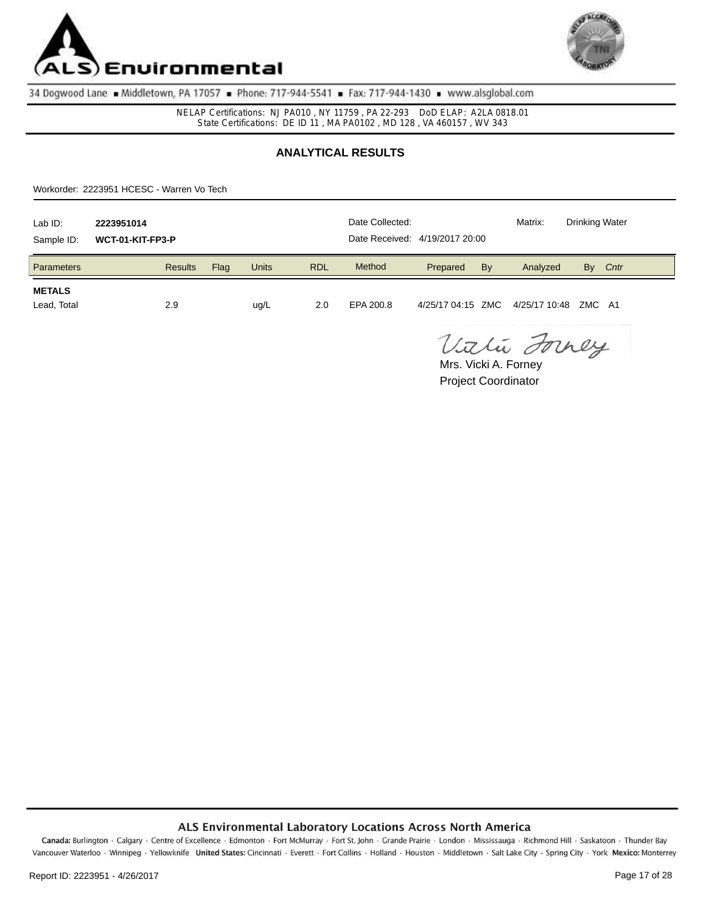ALS Environmental

34 Dogwood Lane ▪ Middletown, PA 17057 ▪ Phone: 717-944-5541 ▪ Fax: 717-944-1430 ▪ www.alsglobal.com

NELAP Certifications: NJ PA010 , NY 11759 , PA 22-293 DoD ELAP: A2LA 0818.01
State Certifications: DE ID 11 , MA PA0102 , MD 128 , VA 460157 , WV 343

## ANALYTICAL RESULTS

Workorder: 2223951 HCESC - Warren Vo Tech

| | | | |
|---|---|---|---|
| Lab ID: **2223951014** | Date Collected: | Matrix: | Drinking Water |
| Sample ID: **WCT-01-KIT-FP3-P** | Date Received: 4/19/2017 20:00 | | |

| Parameters | Results | Flag | Units | RDL | Method | Prepared | By | Analyzed | By | *Cntr* |
|---|---|---|---|---|---|---|---|---|---|---|
| **METALS** | | | | | | | | | | |
| Lead, Total | 2.9 | | ug/L | 2.0 | EPA 200.8 | 4/25/17 04:15 | ZMC | 4/25/17 10:48 | ZMC | A1 |

Mrs. Vicki A. Forney
Project Coordinator

**ALS Environmental Laboratory Locations Across North America**

**Canada:** Burlington · Calgary · Centre of Excellence · Edmonton · Fort McMurray · Fort St. John · Grande Prairie · London · Mississauga · Richmond Hill · Saskatoon · Thunder Bay Vancouver Waterloo · Winnipeg · Yellowknife **United States:** Cincinnati · Everett · Fort Collins · Holland · Houston · Middletown · Salt Lake City · Spring City · York **Mexico:** Monterrey

Report ID: 2223951 - 4/26/2017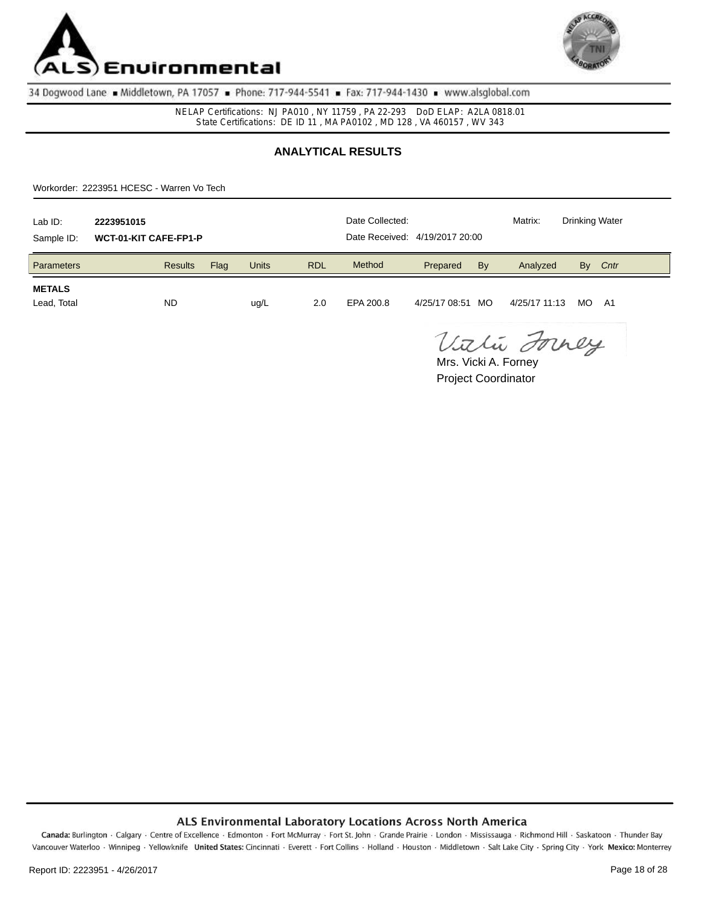34 Dogwood Lane ▪ Middletown, PA 17057 ▪ Phone: 717-944-5541 ▪ Fax: 717-944-1430 ▪ www.alsglobal.com

NELAP Certifications: NJ PA010 , NY 11759 , PA 22-293 DoD ELAP: A2LA 0818.01
State Certifications: DE ID 11 , MA PA0102 , MD 128 , VA 460157 , WV 343

## ANALYTICAL RESULTS

Workorder: 2223951 HCESC - Warren Vo Tech

Lab ID: **2223951015** Date Collected: Matrix: Drinking Water

Sample ID: **WCT-01-KIT CAFE-FP1-P** Date Received: 4/19/2017 20:00

| Parameters | Results | Flag | Units | RDL | Method | Prepared | By | Analyzed | By | *Cntr* |
|---|---|---|---|---|---|---|---|---|---|---|
| **METALS** | | | | | | | | | | |
| Lead, Total | ND | | ug/L | 2.0 | EPA 200.8 | 4/25/17 08:51 | MO | 4/25/17 11:13 | MO | A1 |

Mrs. Vicki A. Forney
Project Coordinator

**ALS Environmental Laboratory Locations Across North America**

**Canada:** Burlington · Calgary · Centre of Excellence · Edmonton · Fort McMurray · Fort St. John · Grande Prairie · London · Mississauga · Richmond Hill · Saskatoon · Thunder Bay Vancouver Waterloo · Winnipeg · Yellowknife **United States:** Cincinnati · Everett · Fort Collins · Holland · Houston · Middletown · Salt Lake City · Spring City · York **Mexico:** Monterrey

Report ID: 2223951 - 4/26/2017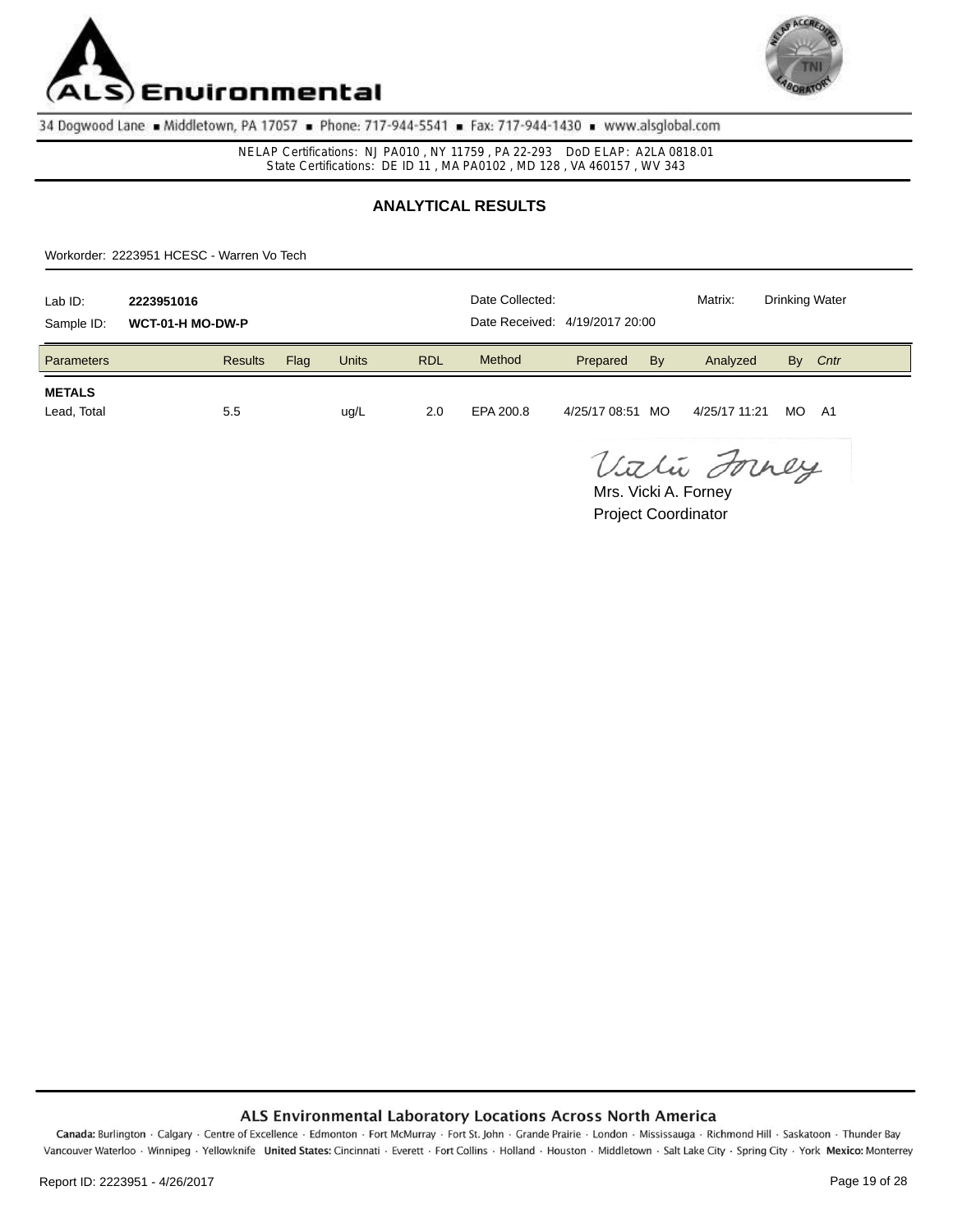ALS Environmental

34 Dogwood Lane ■ Middletown, PA 17057 ■ Phone: 717-944-5541 ■ Fax: 717-944-1430 ■ www.alsglobal.com

NELAP Certifications: NJ PA010 , NY 11759 , PA 22-293 DoD ELAP: A2LA 0818.01
State Certifications: DE ID 11 , MA PA0102 , MD 128 , VA 460157 , WV 343

## ANALYTICAL RESULTS

Workorder: 2223951 HCESC - Warren Vo Tech

Lab ID: **2223951016**
Sample ID: **WCT-01-H MO-DW-P**
Date Collected:
Date Received: 4/19/2017 20:00
Matrix: Drinking Water

| Parameters | Results | Flag | Units | RDL | Method | Prepared | By | Analyzed | By | *Cntr* |
|---|---|---|---|---|---|---|---|---|---|---|
| **METALS** | | | | | | | | | | |
| Lead, Total | 5.5 | | ug/L | 2.0 | EPA 200.8 | 4/25/17 08:51 | MO | 4/25/17 11:21 | MO | A1 |

Mrs. Vicki A. Forney
Project Coordinator

**ALS Environmental Laboratory Locations Across North America**

**Canada:** Burlington · Calgary · Centre of Excellence · Edmonton · Fort McMurray · Fort St. John · Grande Prairie · London · Mississauga · Richmond Hill · Saskatoon · Thunder Bay Vancouver Waterloo · Winnipeg · Yellowknife **United States:** Cincinnati · Everett · Fort Collins · Holland · Houston · Middletown · Salt Lake City · Spring City · York **Mexico:** Monterrey

Report ID: 2223951 - 4/26/2017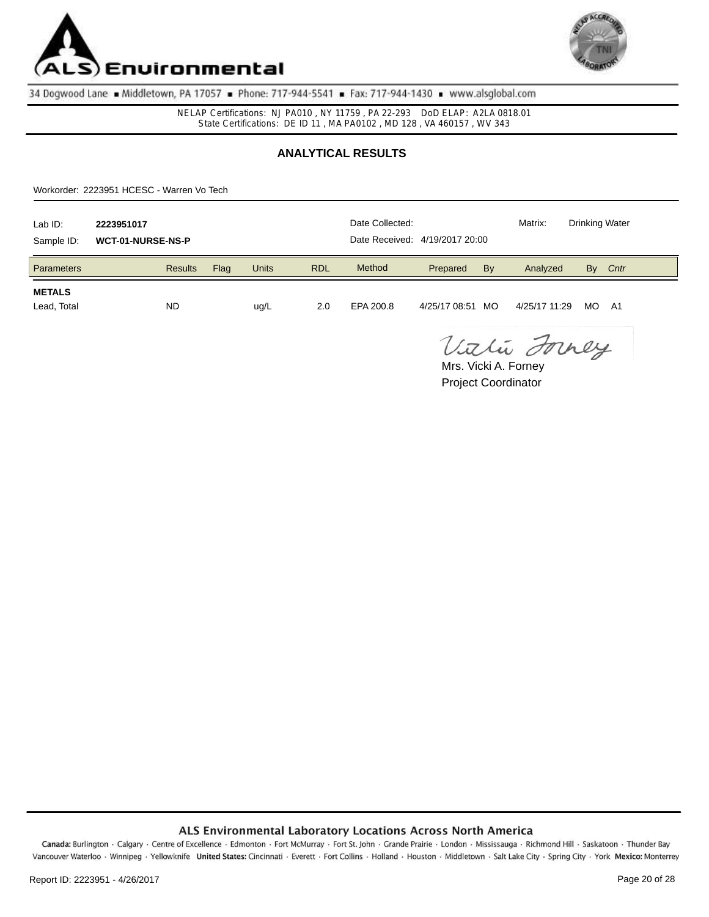ALS Environmental

34 Dogwood Lane ▪ Middletown, PA 17057 ▪ Phone: 717-944-5541 ▪ Fax: 717-944-1430 ▪ www.alsglobal.com

NELAP Certifications: NJ PA010 , NY 11759 , PA 22-293 DoD ELAP: A2LA 0818.01
State Certifications: DE ID 11 , MA PA0102 , MD 128 , VA 460157 , WV 343

## ANALYTICAL RESULTS

Workorder: 2223951 HCESC - Warren Vo Tech

Lab ID: **2223951017**
Sample ID: **WCT-01-NURSE-NS-P**
Date Collected:
Date Received: 4/19/2017 20:00
Matrix: Drinking Water

| Parameters | Results | Flag | Units | RDL | Method | Prepared | By | Analyzed | By | Cntr |
|---|---|---|---|---|---|---|---|---|---|---|
| **METALS** | | | | | | | | | | |
| Lead, Total | ND | | ug/L | 2.0 | EPA 200.8 | 4/25/17 08:51 | MO | 4/25/17 11:29 | MO | A1 |

Mrs. Vicki A. Forney
Project Coordinator

**ALS Environmental Laboratory Locations Across North America**

**Canada:** Burlington · Calgary · Centre of Excellence · Edmonton · Fort McMurray · Fort St. John · Grande Prairie · London · Mississauga · Richmond Hill · Saskatoon · Thunder Bay Vancouver Waterloo · Winnipeg · Yellowknife **United States:** Cincinnati · Everett · Fort Collins · Holland · Houston · Middletown · Salt Lake City · Spring City · York **Mexico:** Monterrey

Report ID: 2223951 - 4/26/2017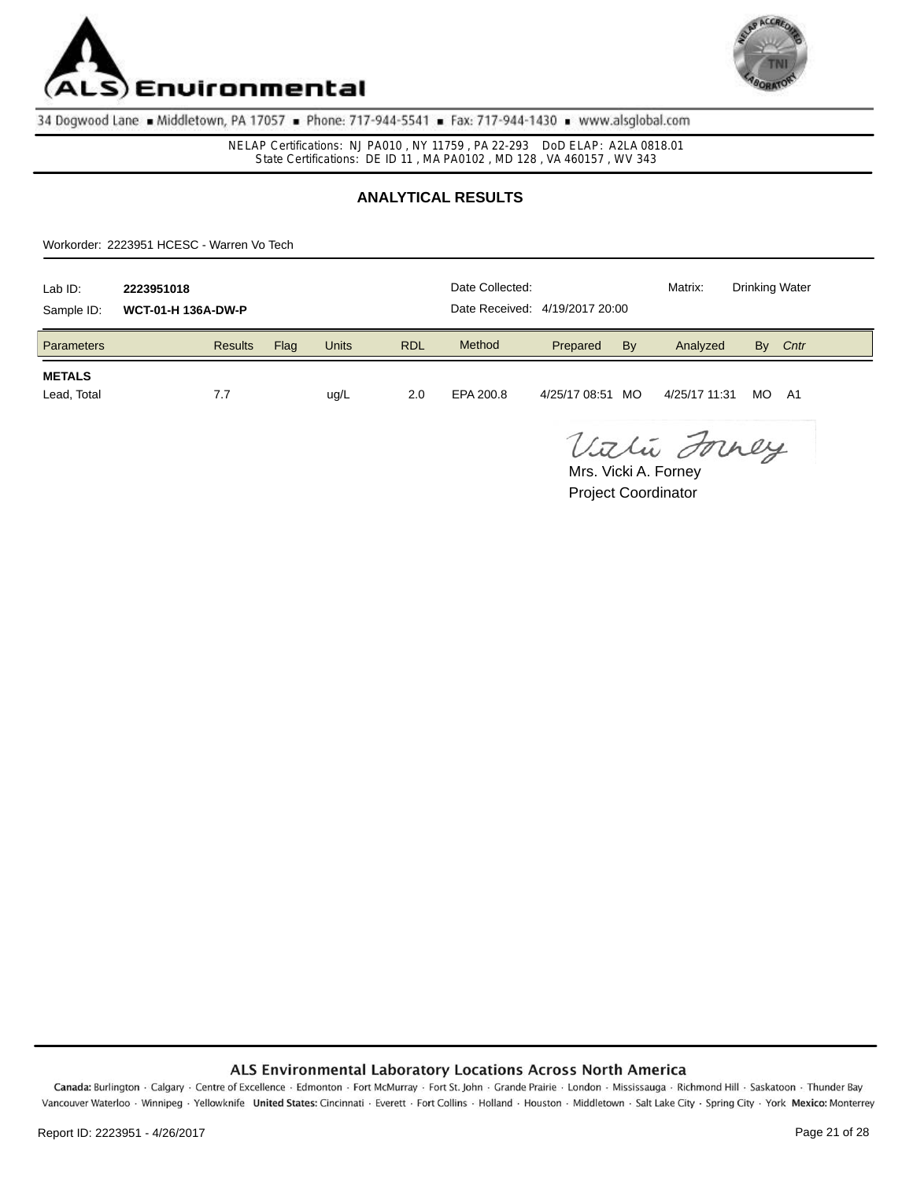ALS Environmental

34 Dogwood Lane ▪ Middletown, PA 17057 ▪ Phone: 717-944-5541 ▪ Fax: 717-944-1430 ▪ www.alsglobal.com

NELAP Certifications: NJ PA010 , NY 11759 , PA 22-293 DoD ELAP: A2LA 0818.01
State Certifications: DE ID 11 , MA PA0102 , MD 128 , VA 460157 , WV 343

## ANALYTICAL RESULTS

Workorder: 2223951 HCESC - Warren Vo Tech

| | | | | | |
|---|---|---|---|---|---|
| Lab ID: | **2223951018** | Date Collected: | | Matrix: | Drinking Water |
| Sample ID: | **WCT-01-H 136A-DW-P** | Date Received: | 4/19/2017 20:00 | | |

| Parameters | Results | Flag | Units | RDL | Method | Prepared | By | Analyzed | By | *Cntr* |
|---|---|---|---|---|---|---|---|---|---|---|
| **METALS** | | | | | | | | | | |
| Lead, Total | 7.7 | | ug/L | 2.0 | EPA 200.8 | 4/25/17 08:51 | MO | 4/25/17 11:31 | MO | A1 |

Mrs. Vicki A. Forney
Project Coordinator

ALS Environmental Laboratory Locations Across North America

**Canada:** Burlington · Calgary · Centre of Excellence · Edmonton · Fort McMurray · Fort St. John · Grande Prairie · London · Mississauga · Richmond Hill · Saskatoon · Thunder Bay Vancouver Waterloo · Winnipeg · Yellowknife **United States:** Cincinnati · Everett · Fort Collins · Holland · Houston · Middletown · Salt Lake City · Spring City · York **Mexico:** Monterrey

Report ID: 2223951 - 4/26/2017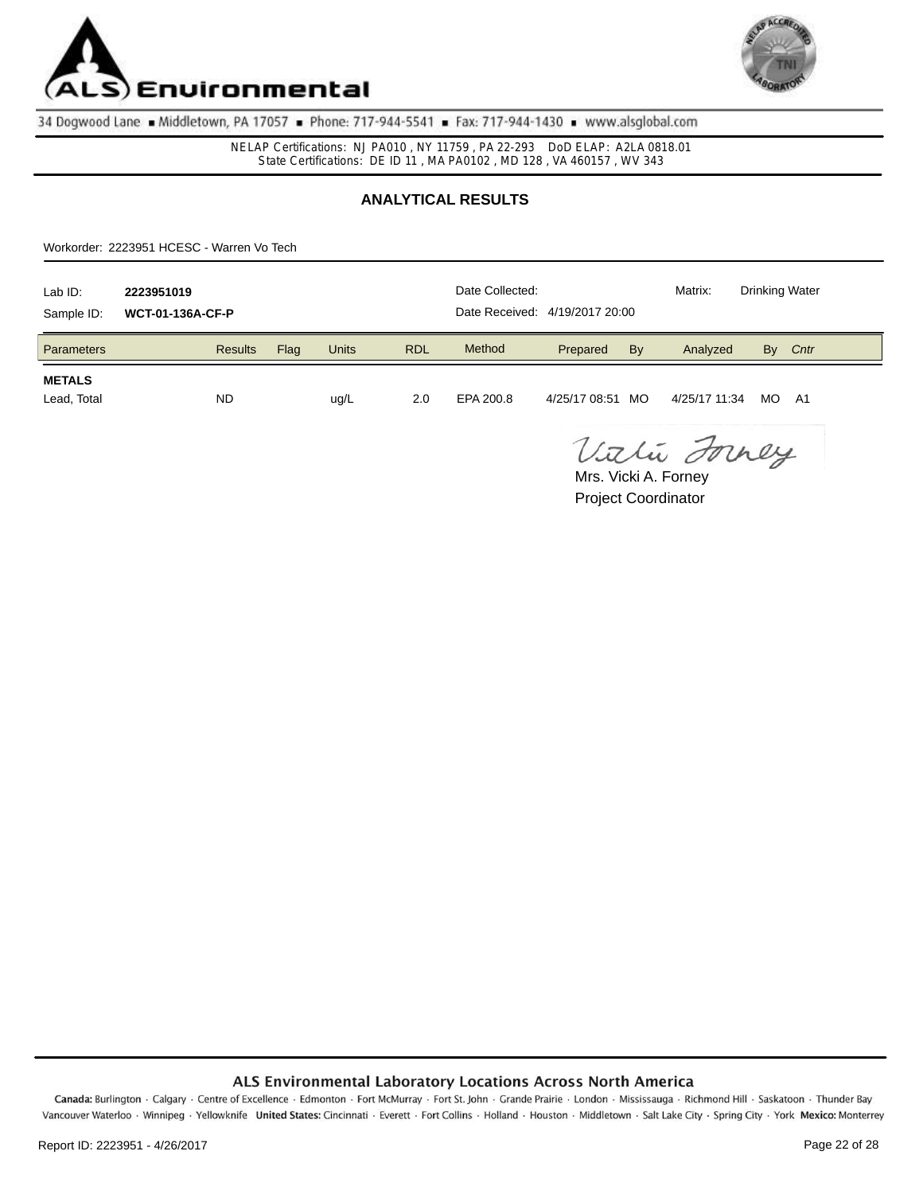# ALS Environmental

34 Dogwood Lane ▪ Middletown, PA 17057 ▪ Phone: 717-944-5541 ▪ Fax: 717-944-1430 ▪ www.alsglobal.com

NELAP Certifications: NJ PA010 , NY 11759 , PA 22-293 DoD ELAP: A2LA 0818.01
State Certifications: DE ID 11 , MA PA0102 , MD 128 , VA 460157 , WV 343

## ANALYTICAL RESULTS

Workorder: 2223951 HCESC - Warren Vo Tech

| | | | |
|---|---|---|---|
| Lab ID: **2223951019** | Date Collected: | Matrix: | Drinking Water |
| Sample ID: **WCT-01-136A-CF-P** | Date Received: 4/19/2017 20:00 | | |

| Parameters | Results | Flag | Units | RDL | Method | Prepared | By | Analyzed | By | Cntr |
|---|---|---|---|---|---|---|---|---|---|---|
| **METALS** | | | | | | | | | | |
| Lead, Total | ND | | ug/L | 2.0 | EPA 200.8 | 4/25/17 08:51 | MO | 4/25/17 11:34 | MO | A1 |

Mrs. Vicki A. Forney
Project Coordinator

**ALS Environmental Laboratory Locations Across North America**

**Canada:** Burlington · Calgary · Centre of Excellence · Edmonton · Fort McMurray · Fort St. John · Grande Prairie · London · Mississauga · Richmond Hill · Saskatoon · Thunder Bay Vancouver Waterloo · Winnipeg · Yellowknife **United States:** Cincinnati · Everett · Fort Collins · Holland · Houston · Middletown · Salt Lake City · Spring City · York **Mexico:** Monterrey

Report ID: 2223951 - 4/26/2017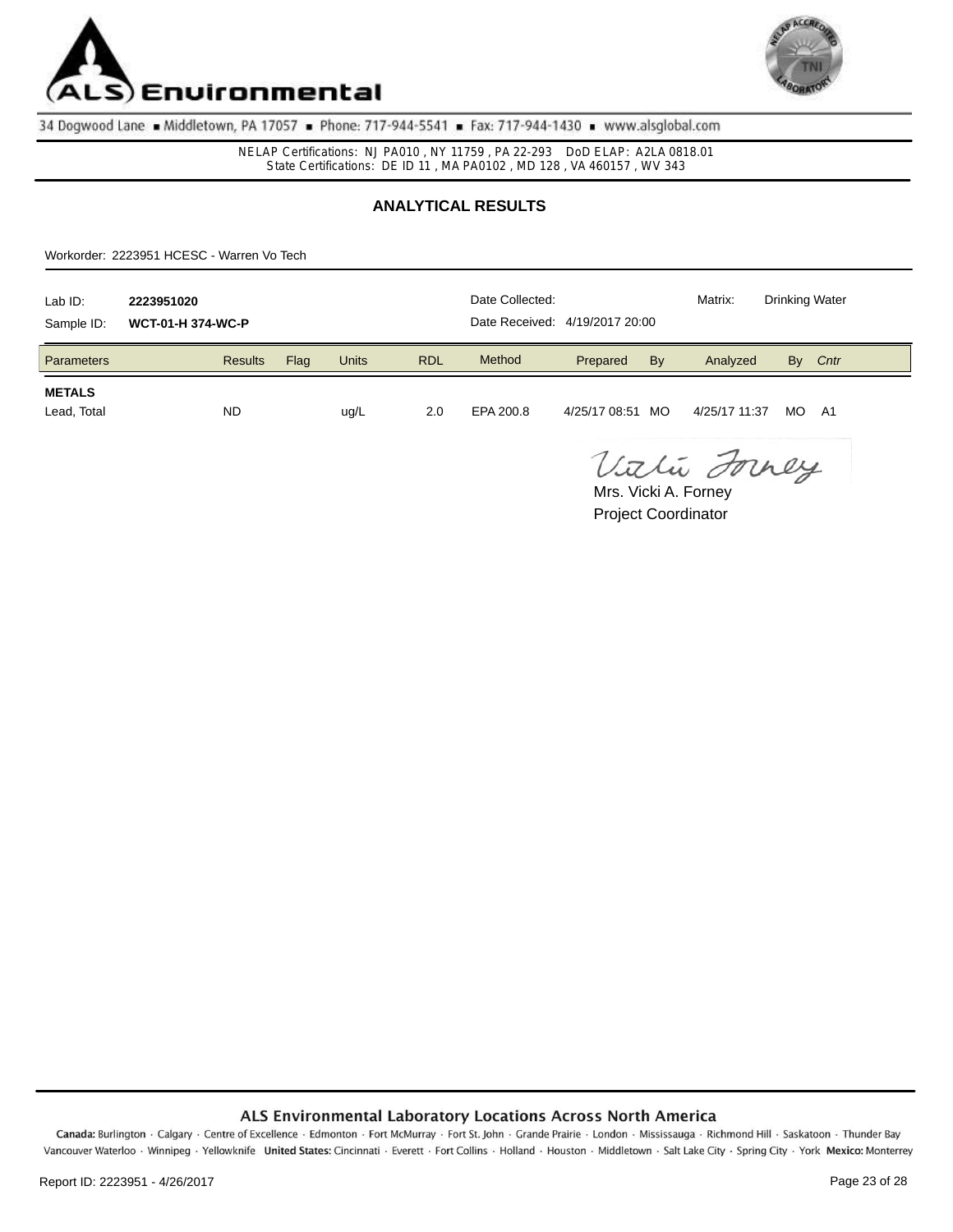ALS Environmental

34 Dogwood Lane ▪ Middletown, PA 17057 ▪ Phone: 717-944-5541 ▪ Fax: 717-944-1430 ▪ www.alsglobal.com

NELAP Certifications: NJ PA010 , NY 11759 , PA 22-293 DoD ELAP: A2LA 0818.01
State Certifications: DE ID 11 , MA PA0102 , MD 128 , VA 460157 , WV 343

## ANALYTICAL RESULTS

Workorder: 2223951 HCESC - Warren Vo Tech

Lab ID: **2223951020** Date Collected: Matrix: Drinking Water

Sample ID: **WCT-01-H 374-WC-P** Date Received: 4/19/2017 20:00

| Parameters | Results | Flag | Units | RDL | Method | Prepared | By | Analyzed | By | *Cntr* |
|---|---|---|---|---|---|---|---|---|---|---|
| **METALS** | | | | | | | | | | |
| Lead, Total | ND | | ug/L | 2.0 | EPA 200.8 | 4/25/17 08:51 | MO | 4/25/17 11:37 | MO | A1 |

Mrs. Vicki A. Forney
Project Coordinator

ALS Environmental Laboratory Locations Across North America

**Canada:** Burlington · Calgary · Centre of Excellence · Edmonton · Fort McMurray · Fort St. John · Grande Prairie · London · Mississauga · Richmond Hill · Saskatoon · Thunder Bay Vancouver Waterloo · Winnipeg · Yellowknife **United States:** Cincinnati · Everett · Fort Collins · Holland · Houston · Middletown · Salt Lake City · Spring City · York **Mexico:** Monterrey

Report ID: 2223951 - 4/26/2017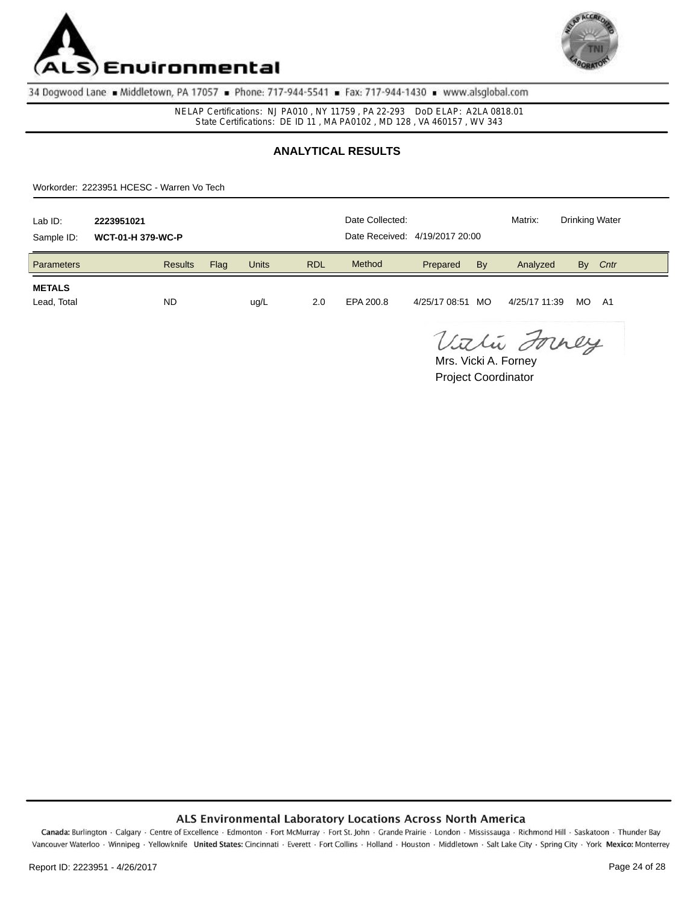ALS Environmental

34 Dogwood Lane ▪ Middletown, PA 17057 ▪ Phone: 717-944-5541 ▪ Fax: 717-944-1430 ▪ www.alsglobal.com

NELAP Certifications: NJ PA010 , NY 11759 , PA 22-293 DoD ELAP: A2LA 0818.01
State Certifications: DE ID 11 , MA PA0102 , MD 128 , VA 460157 , WV 343

## ANALYTICAL RESULTS

Workorder: 2223951 HCESC - Warren Vo Tech

| Lab ID: | **2223951021** | Date Collected: | | Matrix: | Drinking Water |
|---|---|---|---|---|---|
| Sample ID: | **WCT-01-H 379-WC-P** | Date Received: | 4/19/2017 20:00 | | |

| Parameters | Results | Flag | Units | RDL | Method | Prepared | By | Analyzed | By | Cntr |
|---|---|---|---|---|---|---|---|---|---|---|
| **METALS** | | | | | | | | | | |
| Lead, Total | ND | | ug/L | 2.0 | EPA 200.8 | 4/25/17 08:51 | MO | 4/25/17 11:39 | MO | A1 |

Mrs. Vicki A. Forney
Project Coordinator

**ALS Environmental Laboratory Locations Across North America**

**Canada:** Burlington · Calgary · Centre of Excellence · Edmonton · Fort McMurray · Fort St. John · Grande Prairie · London · Mississauga · Richmond Hill · Saskatoon · Thunder Bay Vancouver Waterloo · Winnipeg · Yellowknife **United States:** Cincinnati · Everett · Fort Collins · Holland · Houston · Middletown · Salt Lake City · Spring City · York **Mexico:** Monterrey

Report ID: 2223951 - 4/26/2017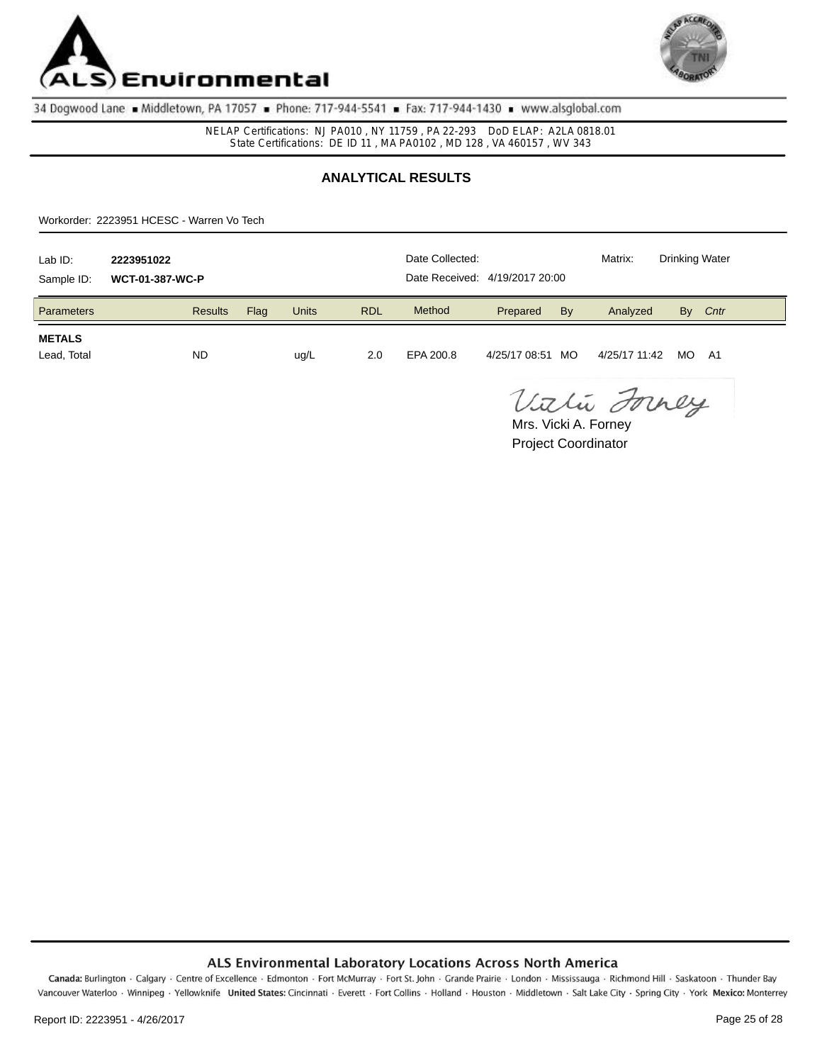ALS Environmental

34 Dogwood Lane ▪ Middletown, PA 17057 ▪ Phone: 717-944-5541 ▪ Fax: 717-944-1430 ▪ www.alsglobal.com

NELAP Certifications: NJ PA010 , NY 11759 , PA 22-293 DoD ELAP: A2LA 0818.01
State Certifications: DE ID 11 , MA PA0102 , MD 128 , VA 460157 , WV 343

## ANALYTICAL RESULTS

Workorder: 2223951 HCESC - Warren Vo Tech

| | | | | | |
|---|---|---|---|---|---|
| Lab ID: | **2223951022** | Date Collected: | | Matrix: | Drinking Water |
| Sample ID: | **WCT-01-387-WC-P** | Date Received: | 4/19/2017 20:00 | | |

| Parameters | Results | Flag | Units | RDL | Method | Prepared | By | Analyzed | By | *Cntr* |
|---|---|---|---|---|---|---|---|---|---|---|
| **METALS** | | | | | | | | | | |
| Lead, Total | ND | | ug/L | 2.0 | EPA 200.8 | 4/25/17 08:51 | MO | 4/25/17 11:42 | MO | A1 |

Vicki Forney
Mrs. Vicki A. Forney
Project Coordinator

**ALS Environmental Laboratory Locations Across North America**

**Canada:** Burlington · Calgary · Centre of Excellence · Edmonton · Fort McMurray · Fort St. John · Grande Prairie · London · Mississauga · Richmond Hill · Saskatoon · Thunder Bay Vancouver Waterloo · Winnipeg · Yellowknife **United States:** Cincinnati · Everett · Fort Collins · Holland · Houston · Middletown · Salt Lake City · Spring City · York **Mexico:** Monterrey

Report ID: 2223951 - 4/26/2017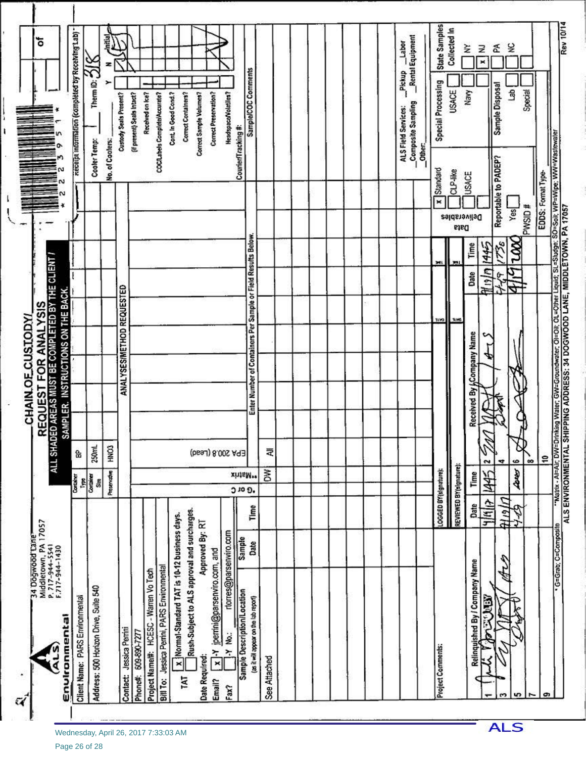ALS Environmental
34 Dogwood Lane
Middletown, PA 17057
P. 717-944-5541
F. 717-944-1430

# CHAIN OF CUSTODY/ REQUEST FOR ANALYSIS

ALL SHADED AREAS MUST BE COMPLETED BY THE CLIENT / SAMPLER. INSTRUCTIONS ON THE BACK.

*2239591*

of

Client Name: PARS Environmental

Address: 500 Horizon Drive, Suite 540

Contact: Jessica Perrini

Phone#: 609-890-7277

Project Name/#: HCESC - Warren Vo Tech

Bill To: Jessica Perrini, PARS Environmental

TAT: [x] Normal-Standard TAT is 10-12 business days. [ ] Rush-Subject to ALS approval and surcharges.

Date Required: Approved By: RT

Email? [x] -Y jperrini@parsenviro.com, and rtorres@parsenviro.com

Fax? -Y No.:

| Sample Description/Location (as it will appear on the lab report) | Sample Date | Time | *G or C | **Matrix | EPA 200.8 (Lead) |
|---|---|---|---|---|---|
| | | | Container Type | | BP |
| | | | Container Size | | 250mL |
| | | | Preservative | | HNO3 |
| See Attached | | | | DW | All |

ANALYSES/METHOD REQUESTED

Enter Number of Containers Per Sample or Field Results Below.

Receipt Information (completed by Receiving Lab)

Cooler Temp: Therm ID: 318

No. of Coolers:

| | Y | N | Initial |
|---|---|---|---|
| Custody Seals Present? | | | |
| (if present) Seals Intact? | | | |
| Received on Ice? | | | |
| COC/Labels Complete/Accurate? | | | |
| Cont. in Good Cond.? | | | |
| Correct Containers? | | | |
| Correct Sample Volumes? | | | |
| Correct Preservation? | | | |
| Headspace/Volatiles? | | | |

Courier/Tracking #:

Sample/COC Comments

Project Comments:

LOGGED BY(signature):

REVIEWED BY(signature):

| | Relinquished By / Company Name | Date | Time | | Received By / Company Name | Date | Time |
|---|---|---|---|---|---|---|---|
| 1 | [signature] | 4/19/17 | 1445 | 2 | [signature] | 4/19/17 | 1445 |
| 3 | [signature] | 4/19/17 | | 4 | [signature] | 4-19 | 1736 |
| 5 | [signature] | 4-19 | 2000 | 6 | [signature] | 4/19 | 2000 |
| 7 | | | | 8 | | | |
| 9 | | | | 10 | | | |

ALS Field Services: Pickup Labor Composite Sampling Rental Equipment Other:

Data Deliverables: [x] Standard [ ] CLP-like [ ] USACE

Reportable to PADEP? Yes

PWSID #

EDDS: Format Type-

Special Processing: USACE Navy

Sample Disposal: Lab Special

State Samples Collected In: NY [x] NJ PA NC

* G=Grab; C=Composite **Matrix - AI=Air; DW=Drinking Water; GW=Groundwater; OI=Oil; OL=Other Liquid; SL=Sludge; SO=Soil; WP=Wipe; WW=Wastewater

ALS ENVIRONMENTAL SHIPPING ADDRESS: 34 DOGWOOD LANE, MIDDLETOWN, PA 17057

Rev 10/14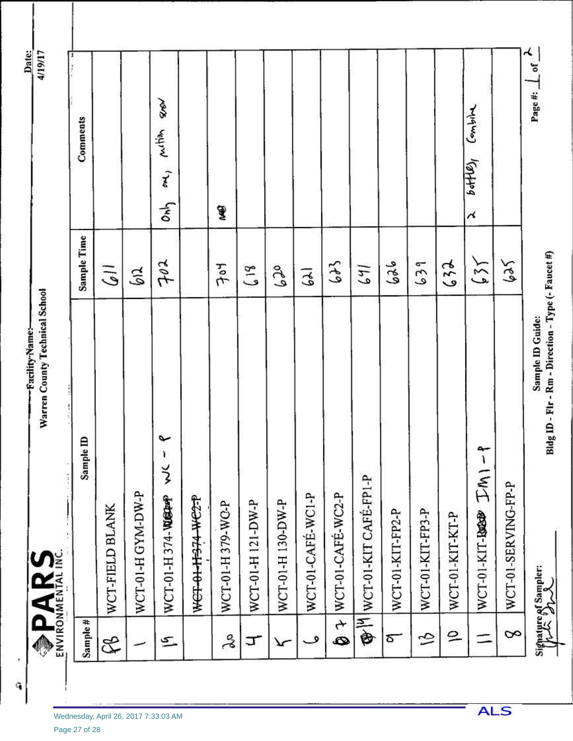PARS ENVIRONMENTAL INC.

Facility Name: Warren County Technical School

Date: 4/19/17

| Sample # | Sample ID | Sample Time | Comments |
|---|---|---|---|
| FB | WCT-FIELD BLANK | 611 | |
| 1 | WCT-01-H GYM-DW-P | 612 | |
| 19 | WCT-01-H 374-WC-P | 702 | Only one, motion sensor |
| | ~~WCT-01-H 374-WC2-P~~ | | |
| 20 | WCT-01-H 379-WC-P | 704 | |
| 4 | WCT-01-H 121-DW-P | 618 | |
| 5 | WCT-01-H 130-DW-P | 620 | |
| 6 | WCT-01-CAFÉ-WC1-P | 621 | |
| 7 | WCT-01-CAFÉ-WC2-P | 623 | |
| 14 | WCT-01-KIT CAFÉ-FP1-P | 641 | |
| 9 | WCT-01-KIT-FP2-P | 626 | |
| 13 | WCT-01-KIT-FP3-P | 639 | |
| 10 | WCT-01-KIT-KT-P | 632 | |
| 11 | WCT-01-KIT-IM1-P | 635 | 2 bottles, Combine |
| 8 | WCT-01-SERVING-FP-P | 625 | |

Signature of Sampler:

Sample ID Guide:
Bldg ID - Flr - Rm - Direction - Type (- Faucet #)

Page #: 1 of 2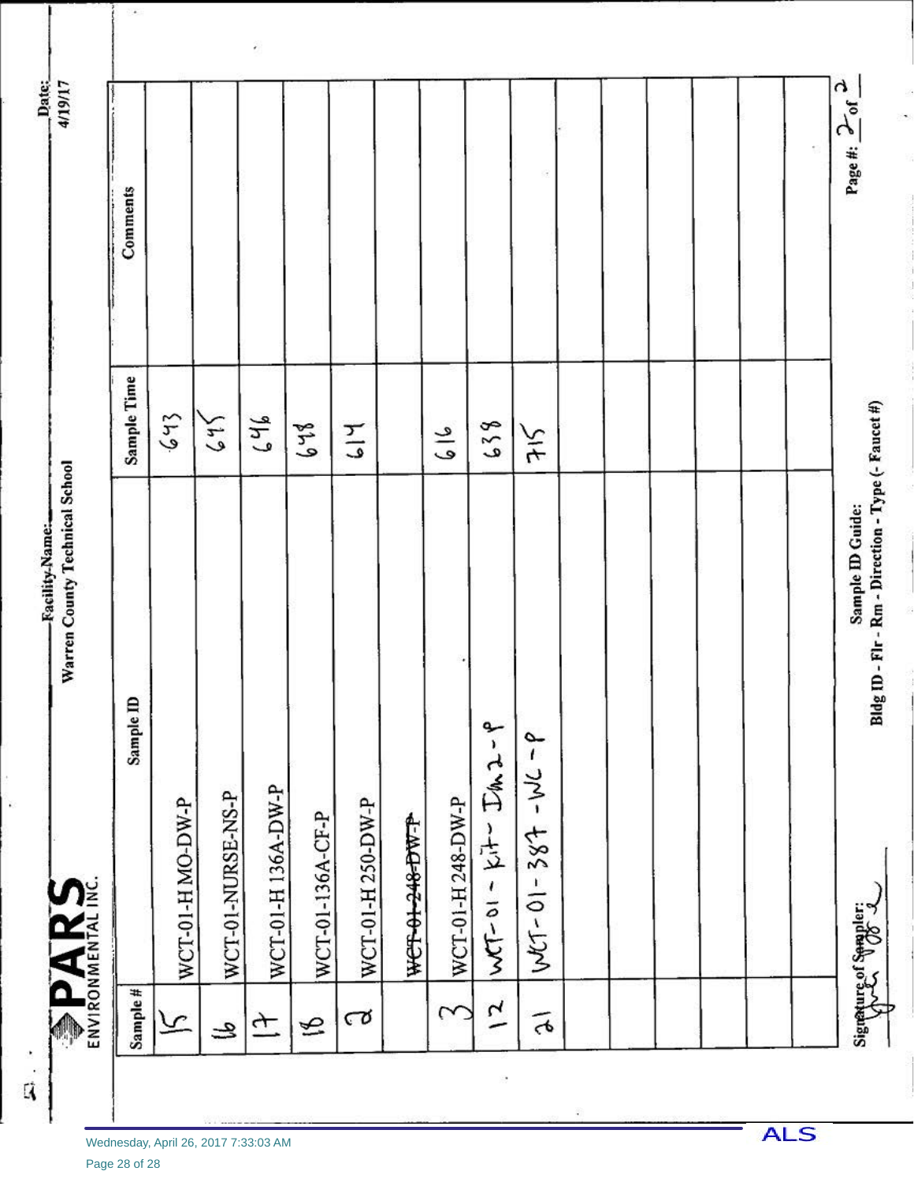PARS ENVIRONMENTAL INC.

Facility Name: Warren County Technical School

Date: 4/19/17

| Sample # | Sample ID | Sample Time | Comments |
|---|---|---|---|
| 15 | WCT-01-H MO-DW-P | 643 | |
| 16 | WCT-01-NURSE-NS-P | 645 | |
| 17 | WCT-01-H 136A-DW-P | 646 | |
| 18 | WCT-01-136A-CF-P | 648 | |
| 2 | WCT-01-H 250-DW-P | 614 | |
| | ~~WCT-01-248-DW-P~~ | | |
| 3 | WCT-01-H 248-DW-P | 616 | |
| 12 | WCT-01-Kit-Im2-P | 638 | |
| 21 | WCT-01-387-WC-P | 715 | |
| | | | |
| | | | |
| | | | |
| | | | |
| | | | |

Signature of Sampler:

Sample ID Guide:
Bldg ID - Flr - Rm - Direction - Type (- Faucet #)

Page #: 2 of 2